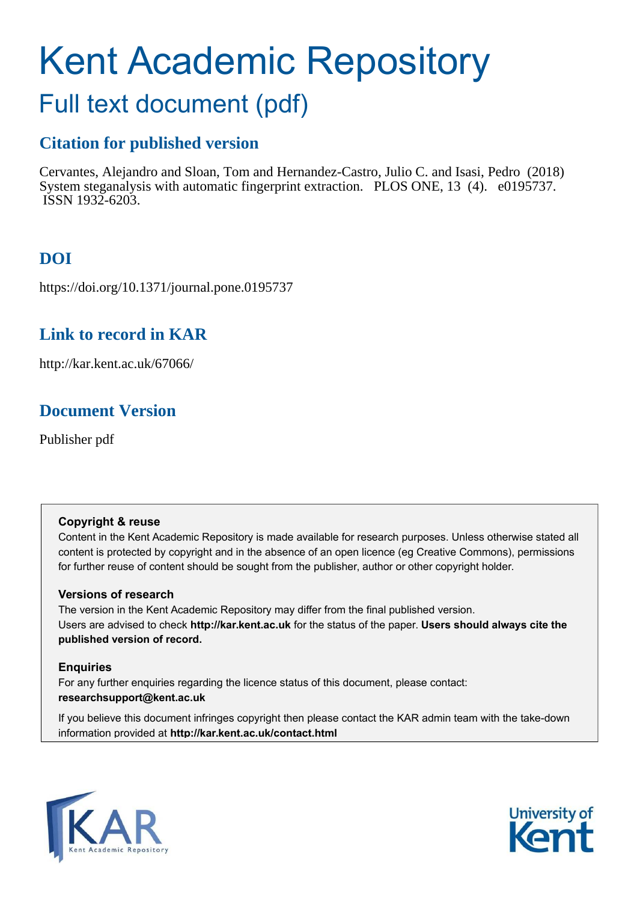# Kent Academic Repository

## Full text document (pdf)

### Citation for published version

Cervantes, Alejandro and Sloan, Tom and Hernandez-Castro, Julio C. and Isasi, Pedro (2018) System steganalysis with automatic fingerprint extraction. PLOS ONE, 13 (4). e0195737. ISSN 1932-6203.

### DOI

https://doi.org/10.1371/journal.pone.0195737

### Link to record in KAR

http://kar.kent.ac.uk/67066/

### Document Version

Publisher pdf

**Copyright & reuse**

Content in the Kent Academic Repository is made available for research purposes. Unless otherwise stated all content is protected by copyright and in the absence of an open licence (eg Creative Commons), permissions for further reuse of content should be sought from the publisher, author or other copyright holder.

**Versions of research**

The version in the Kent Academic Repository may differ from the final published version. Users are advised to check **http://kar.kent.ac.uk** for the status of the paper. **Users should always cite the published version of record.**

**Enquiries**

For any further enquiries regarding the licence status of this document, please contact: **researchsupport@kent.ac.uk**

If you believe this document infringes copyright then please contact the KAR admin team with the take-down information provided at **http://kar.kent.ac.uk/contact.html**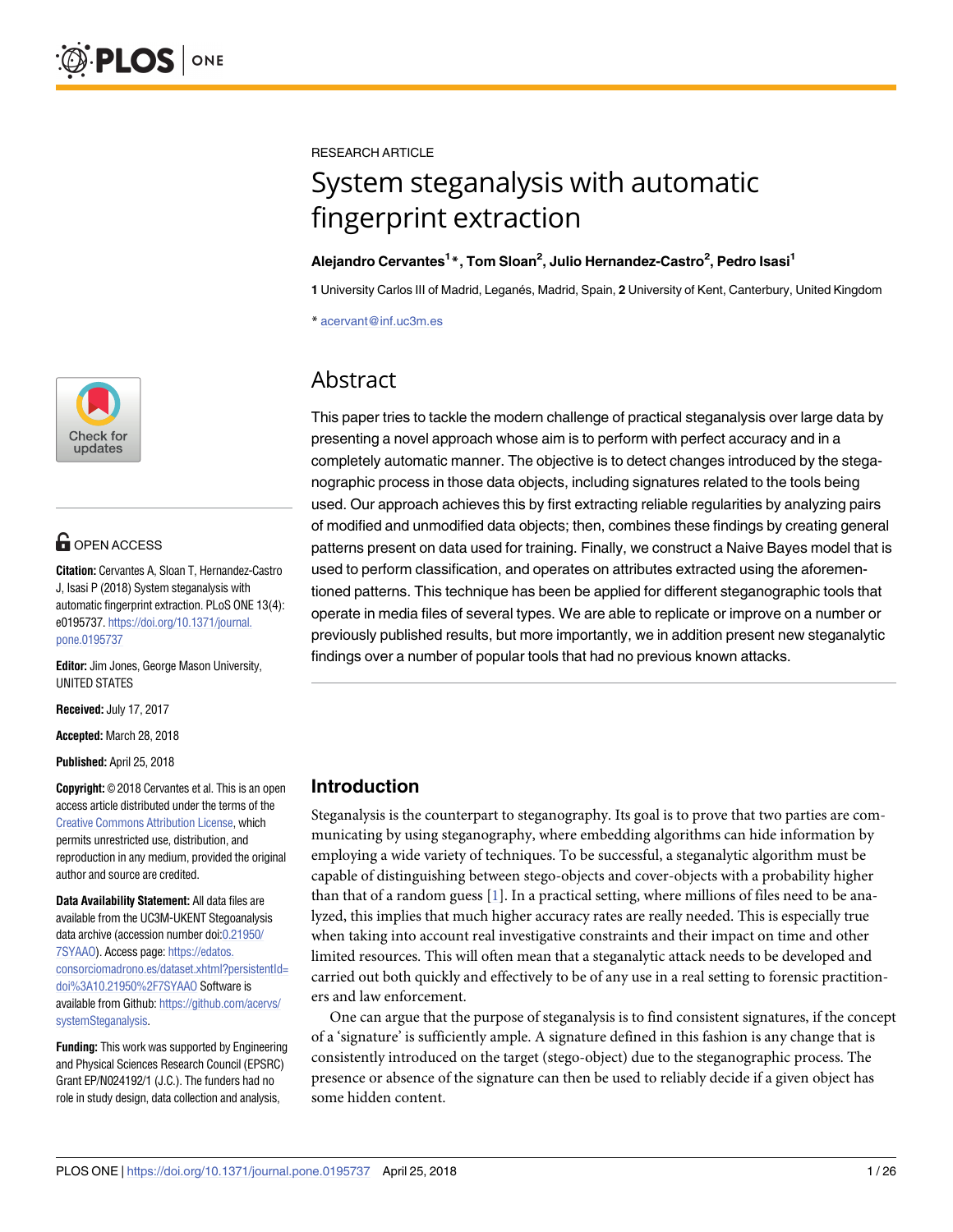RESEARCH ARTICLE

# System steganalysis with automatic fingerprint extraction

**Alejandro Cervantes[1]*, Tom Sloan[2], Julio Hernandez-Castro[2], Pedro Isasi[1]**

**1** University Carlos III of Madrid, Leganés, Madrid, Spain, **2** University of Kent, Canterbury, United Kingdom

* acervant@inf.uc3m.es

OPEN ACCESS

**Citation:** Cervantes A, Sloan T, Hernandez-Castro J, Isasi P (2018) System steganalysis with automatic fingerprint extraction. PLoS ONE 13(4): e0195737. https://doi.org/10.1371/journal.pone.0195737

**Editor:** Jim Jones, George Mason University, UNITED STATES

**Received:** July 17, 2017

**Accepted:** March 28, 2018

**Published:** April 25, 2018

**Copyright:** © 2018 Cervantes et al. This is an open access article distributed under the terms of the Creative Commons Attribution License, which permits unrestricted use, distribution, and reproduction in any medium, provided the original author and source are credited.

**Data Availability Statement:** All data files are available from the UC3M-UKENT Stegoanalysis data archive (accession number doi:0.21950/7SYAAO). Access page: https://edatos.consorciomadrono.es/dataset.xhtml?persistentId=doi%3A10.21950%2F7SYAAO Software is available from Github: https://github.com/acervs/systemSteganalysis.

**Funding:** This work was supported by Engineering and Physical Sciences Research Council (EPSRC) Grant EP/N024192/1 (J.C.). The funders had no role in study design, data collection and analysis,

## Abstract

This paper tries to tackle the modern challenge of practical steganalysis over large data by presenting a novel approach whose aim is to perform with perfect accuracy and in a completely automatic manner. The objective is to detect changes introduced by the steganographic process in those data objects, including signatures related to the tools being used. Our approach achieves this by first extracting reliable regularities by analyzing pairs of modified and unmodified data objects; then, combines these findings by creating general patterns present on data used for training. Finally, we construct a Naive Bayes model that is used to perform classification, and operates on attributes extracted using the aforementioned patterns. This technique has been be applied for different steganographic tools that operate in media files of several types. We are able to replicate or improve on a number or previously published results, but more importantly, we in addition present new steganalytic findings over a number of popular tools that had no previous known attacks.

## Introduction

Steganalysis is the counterpart to steganography. Its goal is to prove that two parties are communicating by using steganography, where embedding algorithms can hide information by employing a wide variety of techniques. To be successful, a steganalytic algorithm must be capable of distinguishing between stego-objects and cover-objects with a probability higher than that of a random guess [1]. In a practical setting, where millions of files need to be analyzed, this implies that much higher accuracy rates are really needed. This is especially true when taking into account real investigative constraints and their impact on time and other limited resources. This will often mean that a steganalytic attack needs to be developed and carried out both quickly and effectively to be of any use in a real setting to forensic practitioners and law enforcement.

One can argue that the purpose of steganalysis is to find consistent signatures, if the concept of a 'signature' is sufficiently ample. A signature defined in this fashion is any change that is consistently introduced on the target (stego-object) due to the steganographic process. The presence or absence of the signature can then be used to reliably decide if a given object has some hidden content.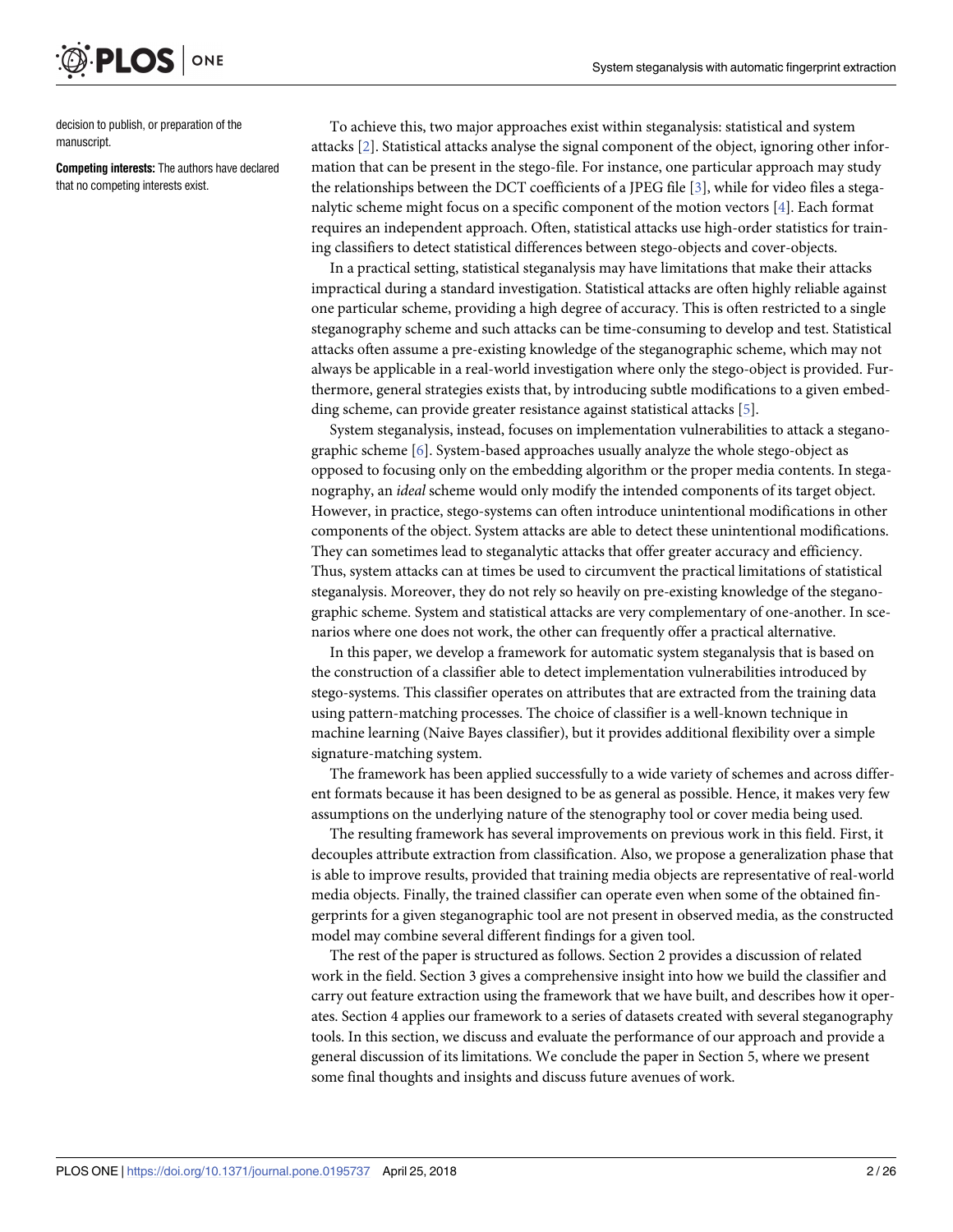decision to publish, or preparation of the manuscript.

**Competing interests:** The authors have declared that no competing interests exist.

To achieve this, two major approaches exist within steganalysis: statistical and system attacks [2]. Statistical attacks analyse the signal component of the object, ignoring other information that can be present in the stego-file. For instance, one particular approach may study the relationships between the DCT coefficients of a JPEG file [3], while for video files a steganalytic scheme might focus on a specific component of the motion vectors [4]. Each format requires an independent approach. Often, statistical attacks use high-order statistics for training classifiers to detect statistical differences between stego-objects and cover-objects.

In a practical setting, statistical steganalysis may have limitations that make their attacks impractical during a standard investigation. Statistical attacks are often highly reliable against one particular scheme, providing a high degree of accuracy. This is often restricted to a single steganography scheme and such attacks can be time-consuming to develop and test. Statistical attacks often assume a pre-existing knowledge of the steganographic scheme, which may not always be applicable in a real-world investigation where only the stego-object is provided. Furthermore, general strategies exists that, by introducing subtle modifications to a given embedding scheme, can provide greater resistance against statistical attacks [5].

System steganalysis, instead, focuses on implementation vulnerabilities to attack a steganographic scheme [6]. System-based approaches usually analyze the whole stego-object as opposed to focusing only on the embedding algorithm or the proper media contents. In steganography, an *ideal* scheme would only modify the intended components of its target object. However, in practice, stego-systems can often introduce unintentional modifications in other components of the object. System attacks are able to detect these unintentional modifications. They can sometimes lead to steganalytic attacks that offer greater accuracy and efficiency. Thus, system attacks can at times be used to circumvent the practical limitations of statistical steganalysis. Moreover, they do not rely so heavily on pre-existing knowledge of the steganographic scheme. System and statistical attacks are very complementary of one-another. In scenarios where one does not work, the other can frequently offer a practical alternative.

In this paper, we develop a framework for automatic system steganalysis that is based on the construction of a classifier able to detect implementation vulnerabilities introduced by stego-systems. This classifier operates on attributes that are extracted from the training data using pattern-matching processes. The choice of classifier is a well-known technique in machine learning (Naive Bayes classifier), but it provides additional flexibility over a simple signature-matching system.

The framework has been applied successfully to a wide variety of schemes and across different formats because it has been designed to be as general as possible. Hence, it makes very few assumptions on the underlying nature of the stenography tool or cover media being used.

The resulting framework has several improvements on previous work in this field. First, it decouples attribute extraction from classification. Also, we propose a generalization phase that is able to improve results, provided that training media objects are representative of real-world media objects. Finally, the trained classifier can operate even when some of the obtained fingerprints for a given steganographic tool are not present in observed media, as the constructed model may combine several different findings for a given tool.

The rest of the paper is structured as follows. Section 2 provides a discussion of related work in the field. Section 3 gives a comprehensive insight into how we build the classifier and carry out feature extraction using the framework that we have built, and describes how it operates. Section 4 applies our framework to a series of datasets created with several steganography tools. In this section, we discuss and evaluate the performance of our approach and provide a general discussion of its limitations. We conclude the paper in Section 5, where we present some final thoughts and insights and discuss future avenues of work.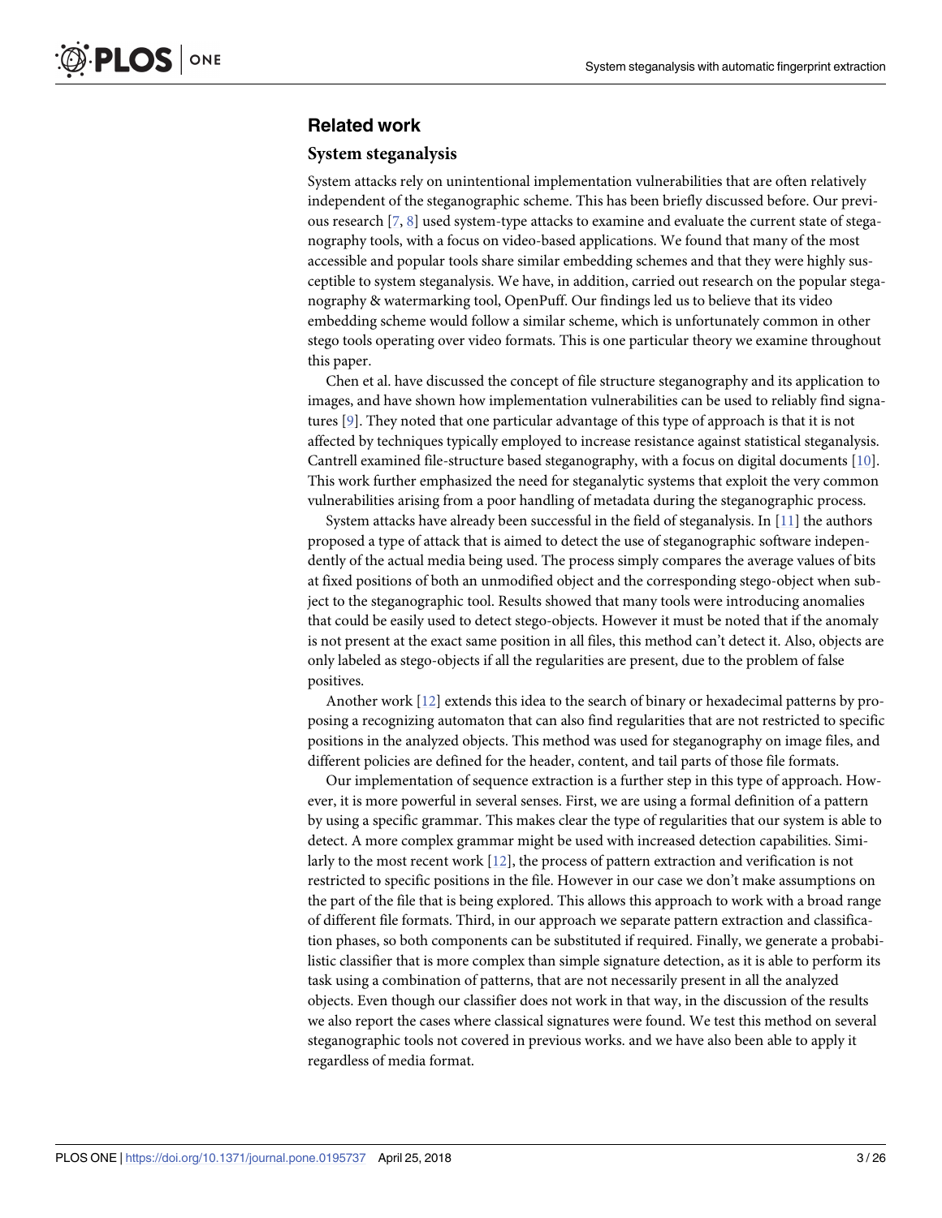## Related work

### System steganalysis

System attacks rely on unintentional implementation vulnerabilities that are often relatively independent of the steganographic scheme. This has been briefly discussed before. Our previous research [7, 8] used system-type attacks to examine and evaluate the current state of steganography tools, with a focus on video-based applications. We found that many of the most accessible and popular tools share similar embedding schemes and that they were highly susceptible to system steganalysis. We have, in addition, carried out research on the popular steganography & watermarking tool, OpenPuff. Our findings led us to believe that its video embedding scheme would follow a similar scheme, which is unfortunately common in other stego tools operating over video formats. This is one particular theory we examine throughout this paper.

Chen et al. have discussed the concept of file structure steganography and its application to images, and have shown how implementation vulnerabilities can be used to reliably find signatures [9]. They noted that one particular advantage of this type of approach is that it is not affected by techniques typically employed to increase resistance against statistical steganalysis. Cantrell examined file-structure based steganography, with a focus on digital documents [10]. This work further emphasized the need for steganalytic systems that exploit the very common vulnerabilities arising from a poor handling of metadata during the steganographic process.

System attacks have already been successful in the field of steganalysis. In [11] the authors proposed a type of attack that is aimed to detect the use of steganographic software independently of the actual media being used. The process simply compares the average values of bits at fixed positions of both an unmodified object and the corresponding stego-object when subject to the steganographic tool. Results showed that many tools were introducing anomalies that could be easily used to detect stego-objects. However it must be noted that if the anomaly is not present at the exact same position in all files, this method can't detect it. Also, objects are only labeled as stego-objects if all the regularities are present, due to the problem of false positives.

Another work [12] extends this idea to the search of binary or hexadecimal patterns by proposing a recognizing automaton that can also find regularities that are not restricted to specific positions in the analyzed objects. This method was used for steganography on image files, and different policies are defined for the header, content, and tail parts of those file formats.

Our implementation of sequence extraction is a further step in this type of approach. However, it is more powerful in several senses. First, we are using a formal definition of a pattern by using a specific grammar. This makes clear the type of regularities that our system is able to detect. A more complex grammar might be used with increased detection capabilities. Similarly to the most recent work [12], the process of pattern extraction and verification is not restricted to specific positions in the file. However in our case we don't make assumptions on the part of the file that is being explored. This allows this approach to work with a broad range of different file formats. Third, in our approach we separate pattern extraction and classification phases, so both components can be substituted if required. Finally, we generate a probabilistic classifier that is more complex than simple signature detection, as it is able to perform its task using a combination of patterns, that are not necessarily present in all the analyzed objects. Even though our classifier does not work in that way, in the discussion of the results we also report the cases where classical signatures were found. We test this method on several steganographic tools not covered in previous works. and we have also been able to apply it regardless of media format.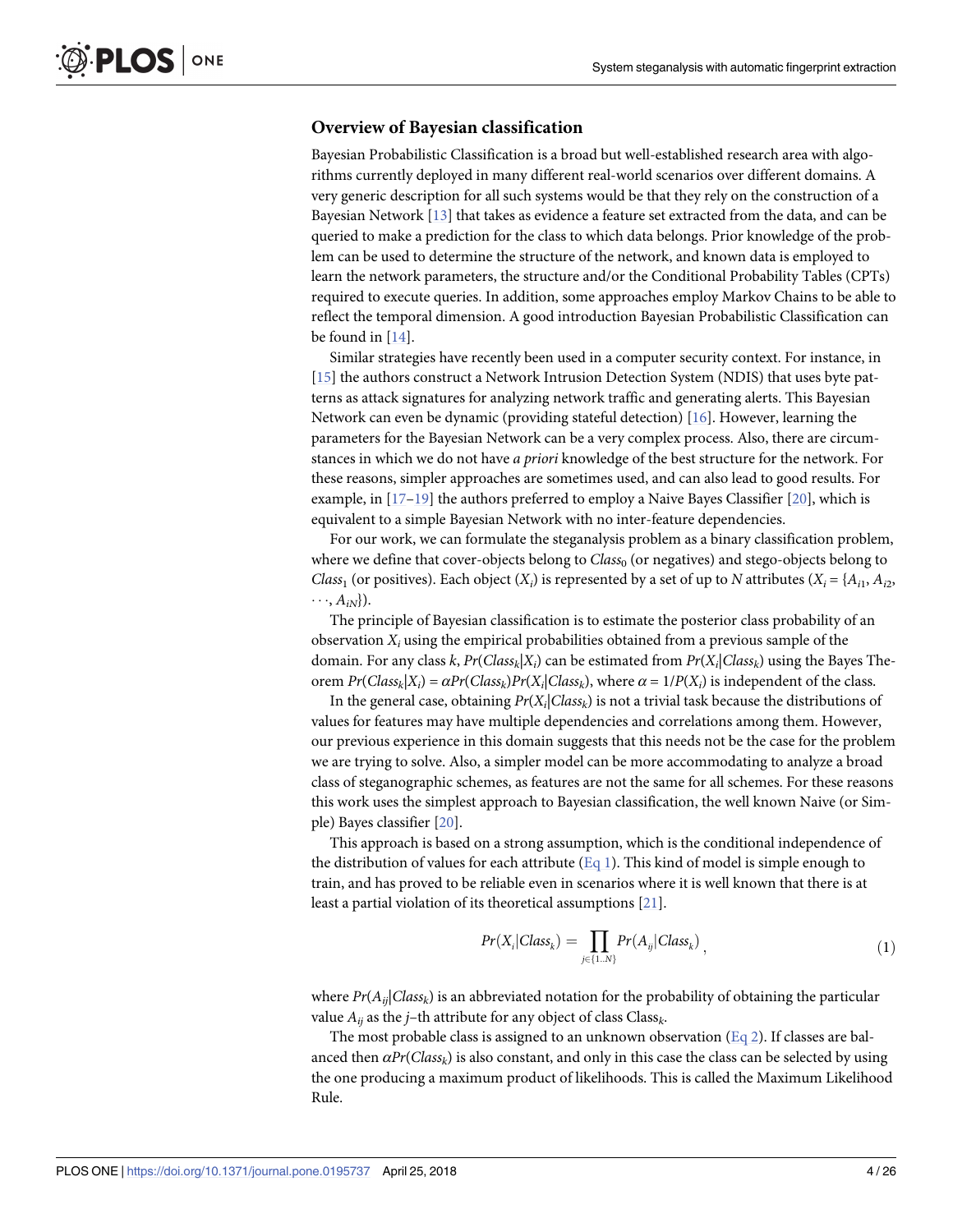## Overview of Bayesian classification

Bayesian Probabilistic Classification is a broad but well-established research area with algorithms currently deployed in many different real-world scenarios over different domains. A very generic description for all such systems would be that they rely on the construction of a Bayesian Network [13] that takes as evidence a feature set extracted from the data, and can be queried to make a prediction for the class to which data belongs. Prior knowledge of the problem can be used to determine the structure of the network, and known data is employed to learn the network parameters, the structure and/or the Conditional Probability Tables (CPTs) required to execute queries. In addition, some approaches employ Markov Chains to be able to reflect the temporal dimension. A good introduction Bayesian Probabilistic Classification can be found in [14].

Similar strategies have recently been used in a computer security context. For instance, in [15] the authors construct a Network Intrusion Detection System (NDIS) that uses byte patterns as attack signatures for analyzing network traffic and generating alerts. This Bayesian Network can even be dynamic (providing stateful detection) [16]. However, learning the parameters for the Bayesian Network can be a very complex process. Also, there are circumstances in which we do not have *a priori* knowledge of the best structure for the network. For these reasons, simpler approaches are sometimes used, and can also lead to good results. For example, in [17–19] the authors preferred to employ a Naive Bayes Classifier [20], which is equivalent to a simple Bayesian Network with no inter-feature dependencies.

For our work, we can formulate the steganalysis problem as a binary classification problem, where we define that cover-objects belong to $Class_0$ (or negatives) and stego-objects belong to $Class_1$ (or positives). Each object ($X_i$) is represented by a set of up to $N$ attributes ($X_i = \{A_{i1}, A_{i2}, \cdots, A_{iN}\}$).

The principle of Bayesian classification is to estimate the posterior class probability of an observation $X_i$ using the empirical probabilities obtained from a previous sample of the domain. For any class $k$, $Pr(Class_k|X_i)$ can be estimated from $Pr(X_i|Class_k)$ using the Bayes Theorem $Pr(Class_k|X_i) = \alpha Pr(Class_k)Pr(X_i|Class_k)$, where $\alpha = 1/P(X_i)$ is independent of the class.

In the general case, obtaining $Pr(X_i|Class_k)$ is not a trivial task because the distributions of values for features may have multiple dependencies and correlations among them. However, our previous experience in this domain suggests that this needs not be the case for the problem we are trying to solve. Also, a simpler model can be more accommodating to analyze a broad class of steganographic schemes, as features are not the same for all schemes. For these reasons this work uses the simplest approach to Bayesian classification, the well known Naive (or Simple) Bayes classifier [20].

This approach is based on a strong assumption, which is the conditional independence of the distribution of values for each attribute (Eq 1). This kind of model is simple enough to train, and has proved to be reliable even in scenarios where it is well known that there is at least a partial violation of its theoretical assumptions [21].

$$Pr(X_i|Class_k) = \prod_{j \in \{1..N\}} Pr(A_{ij}|Class_k), \tag{1}$$

where $Pr(A_{ij}|Class_k)$ is an abbreviated notation for the probability of obtaining the particular value $A_{ij}$ as the $j$–th attribute for any object of class $Class_k$.

The most probable class is assigned to an unknown observation (Eq 2). If classes are balanced then $\alpha Pr(Class_k)$ is also constant, and only in this case the class can be selected by using the one producing a maximum product of likelihoods. This is called the Maximum Likelihood Rule.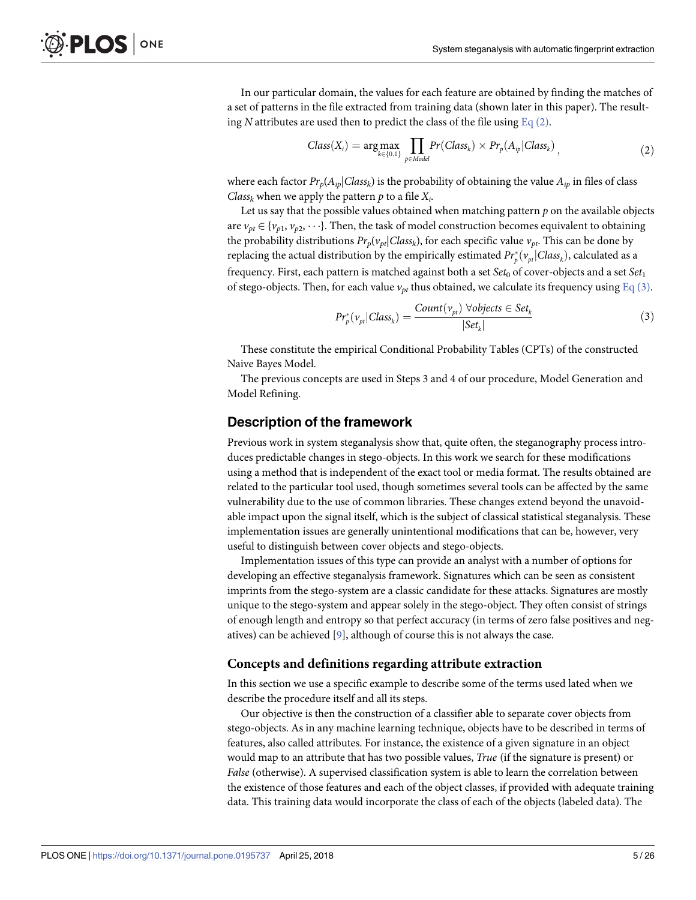In our particular domain, the values for each feature are obtained by finding the matches of a set of patterns in the file extracted from training data (shown later in this paper). The resulting $N$ attributes are used then to predict the class of the file using Eq (2).

$$Class(X_i) = \arg\max_{k \in \{0,1\}} \prod_{p \in Model} Pr(Class_k) \times Pr_p(A_{ip}|Class_k) , \tag{2}$$

where each factor $Pr_p(A_{ip}|Class_k)$ is the probability of obtaining the value $A_{ip}$ in files of class $Class_k$ when we apply the pattern $p$ to a file $X_i$.

Let us say that the possible values obtained when matching pattern $p$ on the available objects are $v_{pt} \in \{v_{p1}, v_{p2}, \cdots\}$. Then, the task of model construction becomes equivalent to obtaining the probability distributions $Pr_p(v_{pt}|Class_k)$, for each specific value $v_{pt}$. This can be done by replacing the actual distribution by the empirically estimated $Pr^*_p(v_{pt}|Class_k)$, calculated as a frequency. First, each pattern is matched against both a set $Set_0$ of cover-objects and a set $Set_1$ of stego-objects. Then, for each value $v_{pt}$ thus obtained, we calculate its frequency using Eq (3).

$$Pr^*_p(v_{pt}|Class_k) = \frac{Count(v_{pt}) \ \forall objects \in Set_k}{|Set_k|} \tag{3}$$

These constitute the empirical Conditional Probability Tables (CPTs) of the constructed Naive Bayes Model.

The previous concepts are used in Steps 3 and 4 of our procedure, Model Generation and Model Refining.

## Description of the framework

Previous work in system steganalysis show that, quite often, the steganography process introduces predictable changes in stego-objects. In this work we search for these modifications using a method that is independent of the exact tool or media format. The results obtained are related to the particular tool used, though sometimes several tools can be affected by the same vulnerability due to the use of common libraries. These changes extend beyond the unavoidable impact upon the signal itself, which is the subject of classical statistical steganalysis. These implementation issues are generally unintentional modifications that can be, however, very useful to distinguish between cover objects and stego-objects.

Implementation issues of this type can provide an analyst with a number of options for developing an effective steganalysis framework. Signatures which can be seen as consistent imprints from the stego-system are a classic candidate for these attacks. Signatures are mostly unique to the stego-system and appear solely in the stego-object. They often consist of strings of enough length and entropy so that perfect accuracy (in terms of zero false positives and negatives) can be achieved [9], although of course this is not always the case.

### Concepts and definitions regarding attribute extraction

In this section we use a specific example to describe some of the terms used lated when we describe the procedure itself and all its steps.

Our objective is then the construction of a classifier able to separate cover objects from stego-objects. As in any machine learning technique, objects have to be described in terms of features, also called attributes. For instance, the existence of a given signature in an object would map to an attribute that has two possible values, *True* (if the signature is present) or *False* (otherwise). A supervised classification system is able to learn the correlation between the existence of those features and each of the object classes, if provided with adequate training data. This training data would incorporate the class of each of the objects (labeled data). The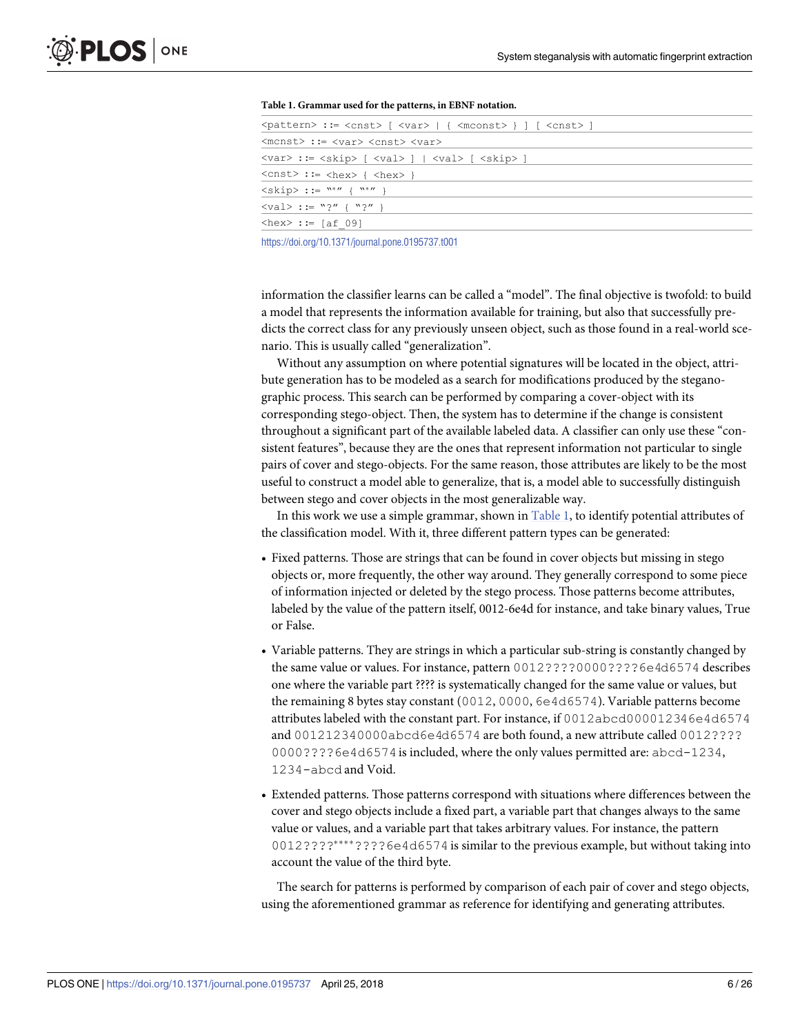**Table 1. Grammar used for the patterns, in EBNF notation.**

| |
|---|
| `<pattern> ::= <cnst> [ <var> \| { <mconst> } ] [ <cnst> ]` |
| `<mcnst> ::= <var> <cnst> <var>` |
| `<var> ::= <skip> [ <val> ] \| <val> [ <skip> ]` |
| `<cnst> ::= <hex> { <hex> }` |
| `<skip> ::= "*" { "*" }` |
| `<val> ::= "?" { "?" }` |
| `<hex> ::= [af_09]` |

https://doi.org/10.1371/journal.pone.0195737.t001

information the classifier learns can be called a "model". The final objective is twofold: to build a model that represents the information available for training, but also that successfully predicts the correct class for any previously unseen object, such as those found in a real-world scenario. This is usually called "generalization".

Without any assumption on where potential signatures will be located in the object, attribute generation has to be modeled as a search for modifications produced by the steganographic process. This search can be performed by comparing a cover-object with its corresponding stego-object. Then, the system has to determine if the change is consistent throughout a significant part of the available labeled data. A classifier can only use these "consistent features", because they are the ones that represent information not particular to single pairs of cover and stego-objects. For the same reason, those attributes are likely to be the most useful to construct a model able to generalize, that is, a model able to successfully distinguish between stego and cover objects in the most generalizable way.

In this work we use a simple grammar, shown in Table 1, to identify potential attributes of the classification model. With it, three different pattern types can be generated:

- Fixed patterns. Those are strings that can be found in cover objects but missing in stego objects or, more frequently, the other way around. They generally correspond to some piece of information injected or deleted by the stego process. Those patterns become attributes, labeled by the value of the pattern itself, 0012-6e4d for instance, and take binary values, True or False.
- Variable patterns. They are strings in which a particular sub-string is constantly changed by the same value or values. For instance, pattern `0012????0000????6e4d6574` describes one where the variable part ???? is systematically changed for the same value or values, but the remaining 8 bytes stay constant (`0012`, `0000`, `6e4d6574`). Variable patterns become attributes labeled with the constant part. For instance, if `0012abcd000012346e4d6574` and `001212340000abcd6e4d6574` are both found, a new attribute called `0012????0000????6e4d6574` is included, where the only values permitted are: `abcd-1234`, `1234-abcd` and Void.
- Extended patterns. Those patterns correspond with situations where differences between the cover and stego objects include a fixed part, a variable part that changes always to the same value or values, and a variable part that takes arbitrary values. For instance, the pattern `0012????****????6e4d6574` is similar to the previous example, but without taking into account the value of the third byte.

The search for patterns is performed by comparison of each pair of cover and stego objects, using the aforementioned grammar as reference for identifying and generating attributes.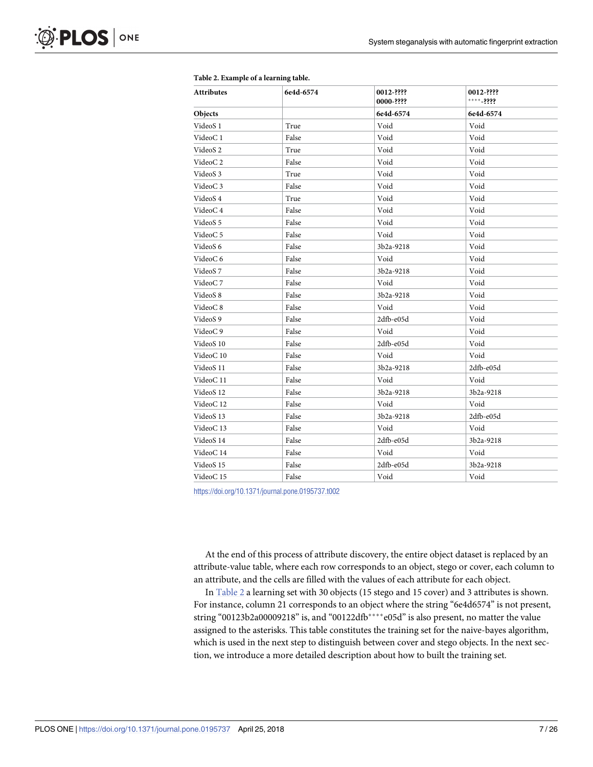**Table 2. Example of a learning table.**

| Attributes | 6e4d-6574 | 0012-???? 0000-???? | 0012-???? ****-???? |
|---|---|---|---|
| **Objects** | | **6e4d-6574** | **6e4d-6574** |
| VideoS 1 | True | Void | Void |
| VideoC 1 | False | Void | Void |
| VideoS 2 | True | Void | Void |
| VideoC 2 | False | Void | Void |
| VideoS 3 | True | Void | Void |
| VideoC 3 | False | Void | Void |
| VideoS 4 | True | Void | Void |
| VideoC 4 | False | Void | Void |
| VideoS 5 | False | Void | Void |
| VideoC 5 | False | Void | Void |
| VideoS 6 | False | 3b2a-9218 | Void |
| VideoC 6 | False | Void | Void |
| VideoS 7 | False | 3b2a-9218 | Void |
| VideoC 7 | False | Void | Void |
| VideoS 8 | False | 3b2a-9218 | Void |
| VideoC 8 | False | Void | Void |
| VideoS 9 | False | 2dfb-e05d | Void |
| VideoC 9 | False | Void | Void |
| VideoS 10 | False | 2dfb-e05d | Void |
| VideoC 10 | False | Void | Void |
| VideoS 11 | False | 3b2a-9218 | 2dfb-e05d |
| VideoC 11 | False | Void | Void |
| VideoS 12 | False | 3b2a-9218 | 3b2a-9218 |
| VideoC 12 | False | Void | Void |
| VideoS 13 | False | 3b2a-9218 | 2dfb-e05d |
| VideoC 13 | False | Void | Void |
| VideoS 14 | False | 2dfb-e05d | 3b2a-9218 |
| VideoC 14 | False | Void | Void |
| VideoS 15 | False | 2dfb-e05d | 3b2a-9218 |
| VideoC 15 | False | Void | Void |

https://doi.org/10.1371/journal.pone.0195737.t002

At the end of this process of attribute discovery, the entire object dataset is replaced by an attribute-value table, where each row corresponds to an object, stego or cover, each column to an attribute, and the cells are filled with the values of each attribute for each object.

In Table 2 a learning set with 30 objects (15 stego and 15 cover) and 3 attributes is shown. For instance, column 21 corresponds to an object where the string "6e4d6574" is not present, string "00123b2a00009218" is, and "00122dfb****e05d" is also present, no matter the value assigned to the asterisks. This table constitutes the training set for the naive-bayes algorithm, which is used in the next step to distinguish between cover and stego objects. In the next section, we introduce a more detailed description about how to built the training set.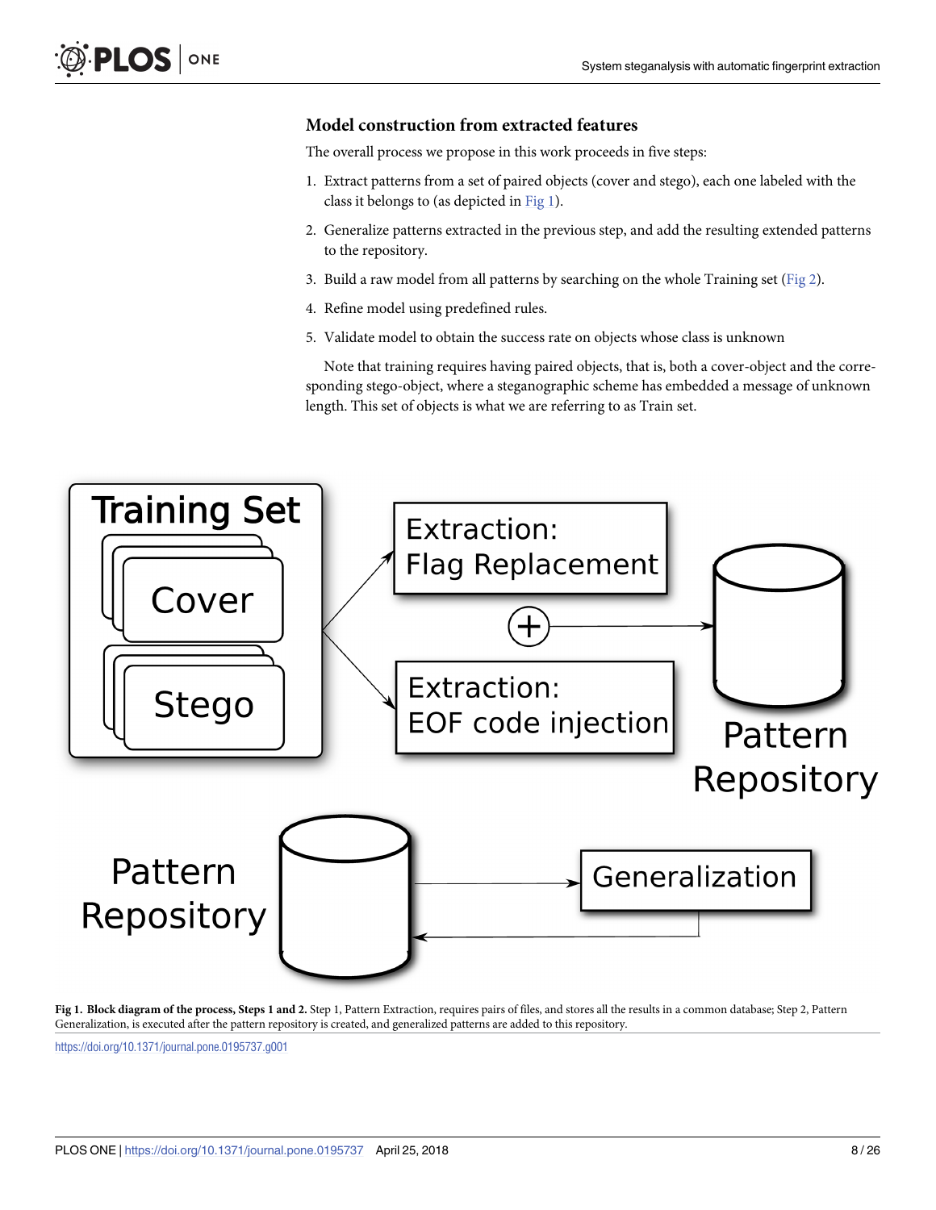### Model construction from extracted features

The overall process we propose in this work proceeds in five steps:

1. Extract patterns from a set of paired objects (cover and stego), each one labeled with the class it belongs to (as depicted in Fig 1).
2. Generalize patterns extracted in the previous step, and add the resulting extended patterns to the repository.
3. Build a raw model from all patterns by searching on the whole Training set (Fig 2).
4. Refine model using predefined rules.
5. Validate model to obtain the success rate on objects whose class is unknown

Note that training requires having paired objects, that is, both a cover-object and the corresponding stego-object, where a steganographic scheme has embedded a message of unknown length. This set of objects is what we are referring to as Train set.

**Fig 1. Block diagram of the process, Steps 1 and 2.** Step 1, Pattern Extraction, requires pairs of files, and stores all the results in a common database; Step 2, Pattern Generalization, is executed after the pattern repository is created, and generalized patterns are added to this repository.

https://doi.org/10.1371/journal.pone.0195737.g001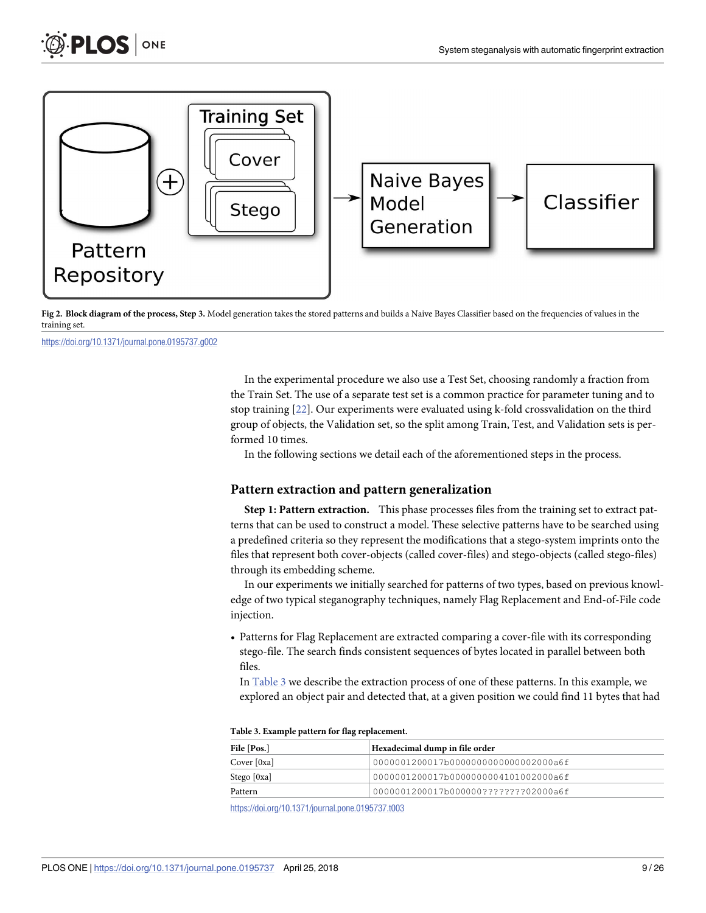Fig 2. Block diagram of the process, Step 3. Model generation takes the stored patterns and builds a Naive Bayes Classifier based on the frequencies of values in the training set.

https://doi.org/10.1371/journal.pone.0195737.g002

In the experimental procedure we also use a Test Set, choosing randomly a fraction from the Train Set. The use of a separate test set is a common practice for parameter tuning and to stop training [22]. Our experiments were evaluated using k-fold crossvalidation on the third group of objects, the Validation set, so the split among Train, Test, and Validation sets is performed 10 times.

In the following sections we detail each of the aforementioned steps in the process.

## Pattern extraction and pattern generalization

**Step 1: Pattern extraction.** This phase processes files from the training set to extract patterns that can be used to construct a model. These selective patterns have to be searched using a predefined criteria so they represent the modifications that a stego-system imprints onto the files that represent both cover-objects (called cover-files) and stego-objects (called stego-files) through its embedding scheme.

In our experiments we initially searched for patterns of two types, based on previous knowledge of two typical steganography techniques, namely Flag Replacement and End-of-File code injection.

- Patterns for Flag Replacement are extracted comparing a cover-file with its corresponding stego-file. The search finds consistent sequences of bytes located in parallel between both files.
  
  In Table 3 we describe the extraction process of one of these patterns. In this example, we explored an object pair and detected that, at a given position we could find 11 bytes that had

**Table 3. Example pattern for flag replacement.**

| File [Pos.] | Hexadecimal dump in file order |
|---|---|
| Cover [0xa] | `0000001200017b0000000000000002000a6f` |
| Stego [0xa] | `0000001200017b0000000004101002000a6f` |
| Pattern | `0000001200017b000000????????02000a6f` |

https://doi.org/10.1371/journal.pone.0195737.t003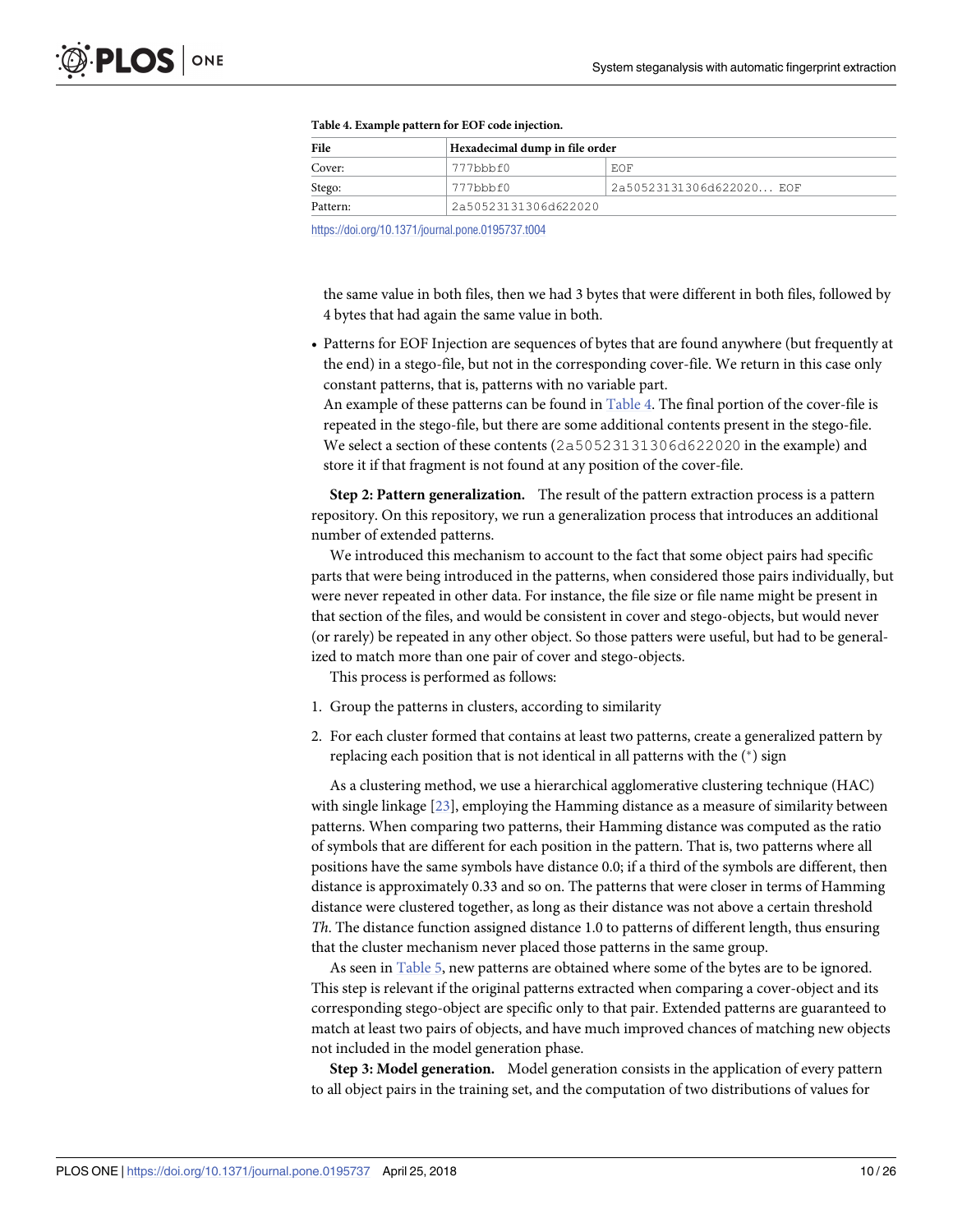**Table 4. Example pattern for EOF code injection.**

| File | Hexadecimal dump in file order | |
|---|---|---|
| Cover: | 777bbbf0 | EOF |
| Stego: | 777bbbf0 | 2a50523131306d622020... EOF |
| Pattern: | 2a50523131306d622020 | |

https://doi.org/10.1371/journal.pone.0195737.t004

the same value in both files, then we had 3 bytes that were different in both files, followed by 4 bytes that had again the same value in both.

- Patterns for EOF Injection are sequences of bytes that are found anywhere (but frequently at the end) in a stego-file, but not in the corresponding cover-file. We return in this case only constant patterns, that is, patterns with no variable part.

  An example of these patterns can be found in Table 4. The final portion of the cover-file is repeated in the stego-file, but there are some additional contents present in the stego-file. We select a section of these contents (2a50523131306d622020 in the example) and store it if that fragment is not found at any position of the cover-file.

**Step 2: Pattern generalization.** The result of the pattern extraction process is a pattern repository. On this repository, we run a generalization process that introduces an additional number of extended patterns.

We introduced this mechanism to account to the fact that some object pairs had specific parts that were being introduced in the patterns, when considered those pairs individually, but were never repeated in other data. For instance, the file size or file name might be present in that section of the files, and would be consistent in cover and stego-objects, but would never (or rarely) be repeated in any other object. So those patters were useful, but had to be generalized to match more than one pair of cover and stego-objects.

This process is performed as follows:

1. Group the patterns in clusters, according to similarity
2. For each cluster formed that contains at least two patterns, create a generalized pattern by replacing each position that is not identical in all patterns with the (*) sign

As a clustering method, we use a hierarchical agglomerative clustering technique (HAC) with single linkage [23], employing the Hamming distance as a measure of similarity between patterns. When comparing two patterns, their Hamming distance was computed as the ratio of symbols that are different for each position in the pattern. That is, two patterns where all positions have the same symbols have distance 0.0; if a third of the symbols are different, then distance is approximately 0.33 and so on. The patterns that were closer in terms of Hamming distance were clustered together, as long as their distance was not above a certain threshold *Th*. The distance function assigned distance 1.0 to patterns of different length, thus ensuring that the cluster mechanism never placed those patterns in the same group.

As seen in Table 5, new patterns are obtained where some of the bytes are to be ignored. This step is relevant if the original patterns extracted when comparing a cover-object and its corresponding stego-object are specific only to that pair. Extended patterns are guaranteed to match at least two pairs of objects, and have much improved chances of matching new objects not included in the model generation phase.

**Step 3: Model generation.** Model generation consists in the application of every pattern to all object pairs in the training set, and the computation of two distributions of values for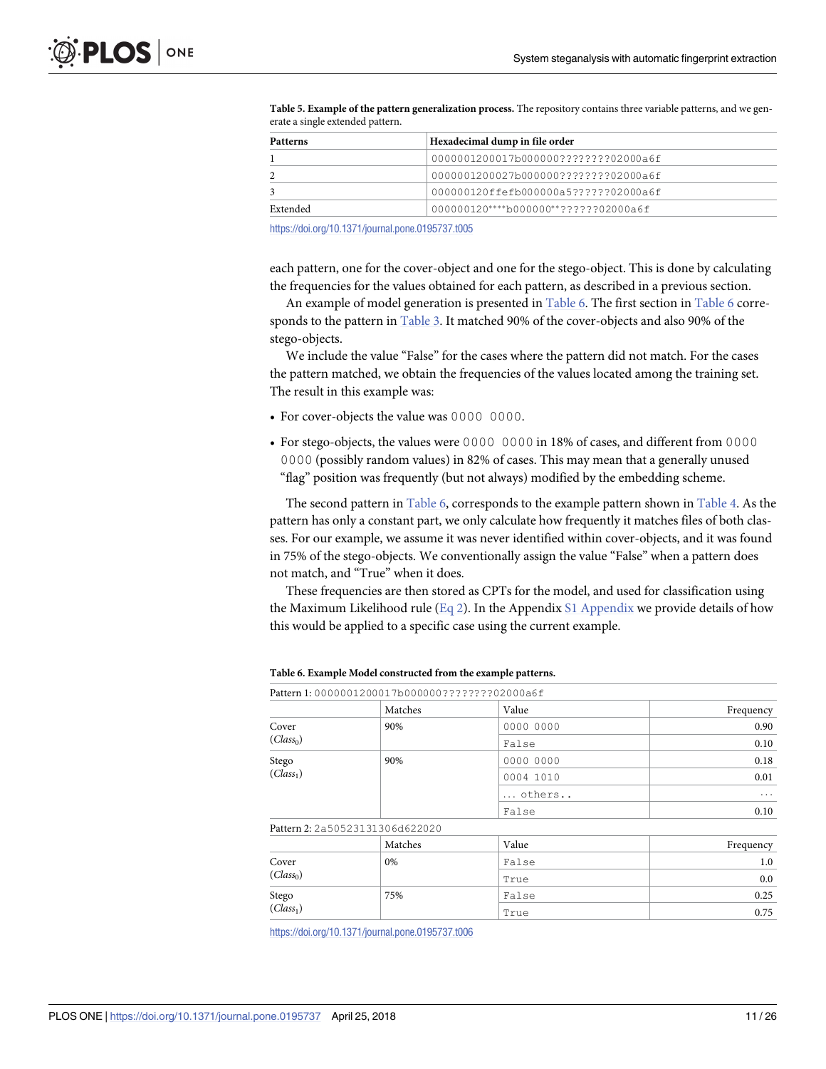**Table 5. Example of the pattern generalization process.** The repository contains three variable patterns, and we generate a single extended pattern.

| Patterns | Hexadecimal dump in file order |
|---|---|
| 1 | 0000001200017b000000????????02000a6f |
| 2 | 0000001200027b000000????????02000a6f |
| 3 | 000000120ffefb000000a5??????02000a6f |
| Extended | 000000120****b000000**??????02000a6f |

https://doi.org/10.1371/journal.pone.0195737.t005

each pattern, one for the cover-object and one for the stego-object. This is done by calculating the frequencies for the values obtained for each pattern, as described in a previous section.

An example of model generation is presented in Table 6. The first section in Table 6 corresponds to the pattern in Table 3. It matched 90% of the cover-objects and also 90% of the stego-objects.

We include the value "False" for the cases where the pattern did not match. For the cases the pattern matched, we obtain the frequencies of the values located among the training set. The result in this example was:

- For cover-objects the value was 0000 0000.
- For stego-objects, the values were 0000 0000 in 18% of cases, and different from 0000 0000 (possibly random values) in 82% of cases. This may mean that a generally unused "flag" position was frequently (but not always) modified by the embedding scheme.

The second pattern in Table 6, corresponds to the example pattern shown in Table 4. As the pattern has only a constant part, we only calculate how frequently it matches files of both classes. For our example, we assume it was never identified within cover-objects, and it was found in 75% of the stego-objects. We conventionally assign the value "False" when a pattern does not match, and "True" when it does.

These frequencies are then stored as CPTs for the model, and used for classification using the Maximum Likelihood rule (Eq 2). In the Appendix S1 Appendix we provide details of how this would be applied to a specific case using the current example.

**Table 6. Example Model constructed from the example patterns.**

| Pattern 1: 0000001200017b000000????????02000a6f | | | |
|---|---|---|---|
| | Matches | Value | Frequency |
| Cover ($Class_0$) | 90% | 0000 0000 | 0.90 |
| | | False | 0.10 |
| Stego ($Class_1$) | 90% | 0000 0000 | 0.18 |
| | | 0004 1010 | 0.01 |
| | | ... others.. | ... |
| | | False | 0.10 |
| **Pattern 2: 2a50523131306d622020** | | | |
| | Matches | Value | Frequency |
| Cover ($Class_0$) | 0% | False | 1.0 |
| | | True | 0.0 |
| Stego ($Class_1$) | 75% | False | 0.25 |
| | | True | 0.75 |

https://doi.org/10.1371/journal.pone.0195737.t006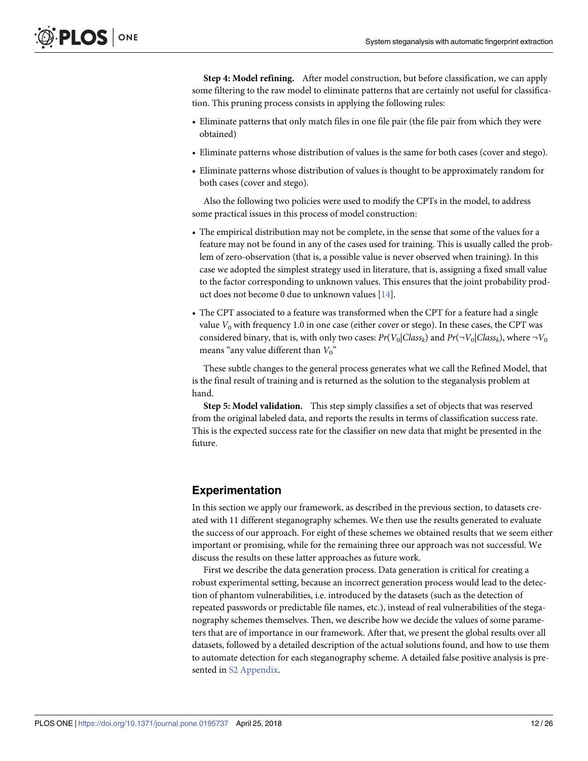**Step 4: Model refining.** After model construction, but before classification, we can apply some filtering to the raw model to eliminate patterns that are certainly not useful for classification. This pruning process consists in applying the following rules:

- Eliminate patterns that only match files in one file pair (the file pair from which they were obtained)
- Eliminate patterns whose distribution of values is the same for both cases (cover and stego).
- Eliminate patterns whose distribution of values is thought to be approximately random for both cases (cover and stego).

Also the following two policies were used to modify the CPTs in the model, to address some practical issues in this process of model construction:

- The empirical distribution may not be complete, in the sense that some of the values for a feature may not be found in any of the cases used for training. This is usually called the problem of zero-observation (that is, a possible value is never observed when training). In this case we adopted the simplest strategy used in literature, that is, assigning a fixed small value to the factor corresponding to unknown values. This ensures that the joint probability product does not become 0 due to unknown values [14].
- The CPT associated to a feature was transformed when the CPT for a feature had a single value $V_0$ with frequency 1.0 in one case (either cover or stego). In these cases, the CPT was considered binary, that is, with only two cases: $Pr(V_0|Class_k)$ and $Pr(\neg V_0|Class_k)$, where $\neg V_0$ means "any value different than $V_0$"

These subtle changes to the general process generates what we call the Refined Model, that is the final result of training and is returned as the solution to the steganalysis problem at hand.

**Step 5: Model validation.** This step simply classifies a set of objects that was reserved from the original labeled data, and reports the results in terms of classification success rate. This is the expected success rate for the classifier on new data that might be presented in the future.

## Experimentation

In this section we apply our framework, as described in the previous section, to datasets created with 11 different steganography schemes. We then use the results generated to evaluate the success of our approach. For eight of these schemes we obtained results that we seem either important or promising, while for the remaining three our approach was not successful. We discuss the results on these latter approaches as future work.

First we describe the data generation process. Data generation is critical for creating a robust experimental setting, because an incorrect generation process would lead to the detection of phantom vulnerabilities, i.e. introduced by the datasets (such as the detection of repeated passwords or predictable file names, etc.), instead of real vulnerabilities of the steganography schemes themselves. Then, we describe how we decide the values of some parameters that are of importance in our framework. After that, we present the global results over all datasets, followed by a detailed description of the actual solutions found, and how to use them to automate detection for each steganography scheme. A detailed false positive analysis is presented in S2 Appendix.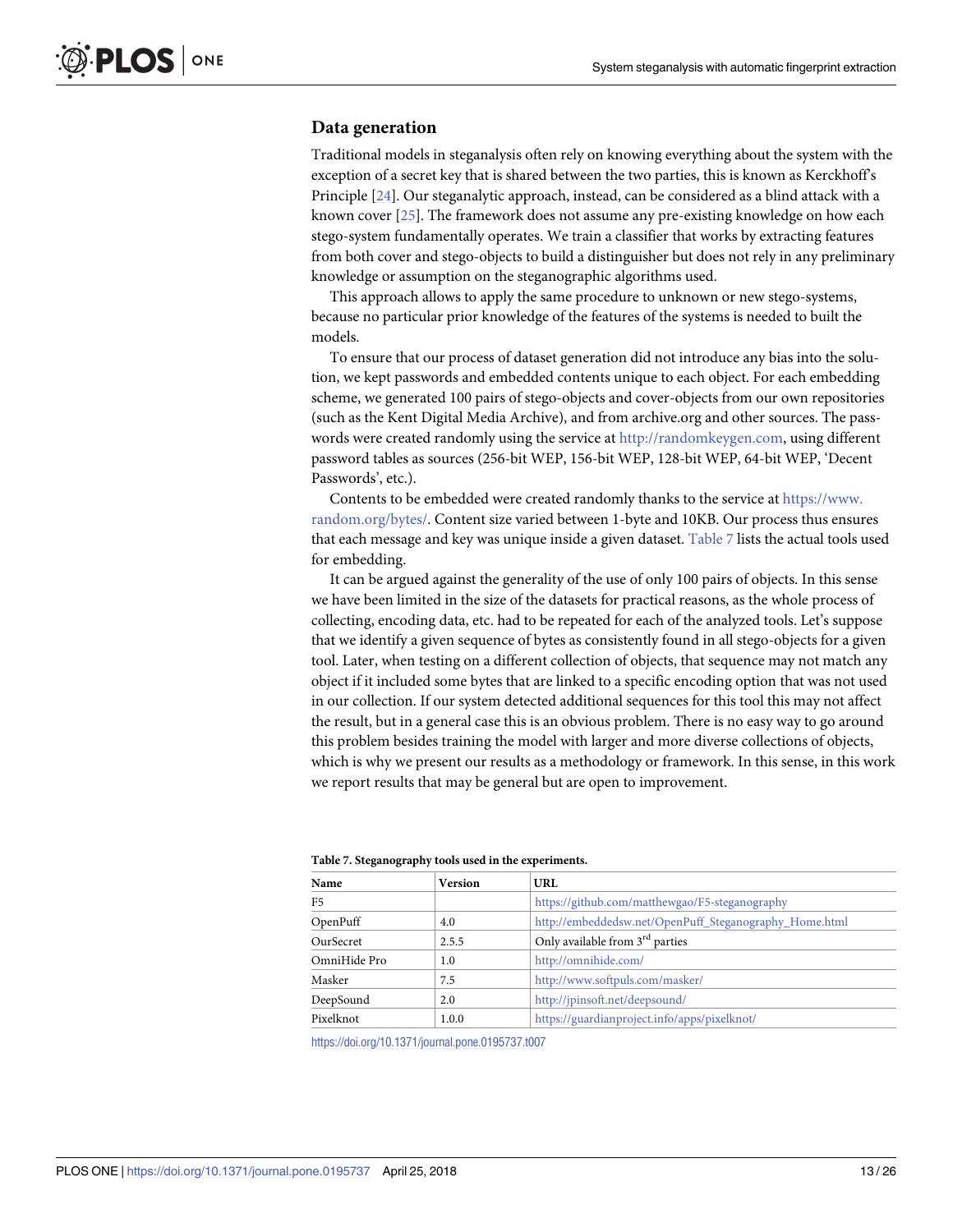## Data generation

Traditional models in steganalysis often rely on knowing everything about the system with the exception of a secret key that is shared between the two parties, this is known as Kerckhoff's Principle [24]. Our steganalytic approach, instead, can be considered as a blind attack with a known cover [25]. The framework does not assume any pre-existing knowledge on how each stego-system fundamentally operates. We train a classifier that works by extracting features from both cover and stego-objects to build a distinguisher but does not rely in any preliminary knowledge or assumption on the steganographic algorithms used.

This approach allows to apply the same procedure to unknown or new stego-systems, because no particular prior knowledge of the features of the systems is needed to built the models.

To ensure that our process of dataset generation did not introduce any bias into the solution, we kept passwords and embedded contents unique to each object. For each embedding scheme, we generated 100 pairs of stego-objects and cover-objects from our own repositories (such as the Kent Digital Media Archive), and from archive.org and other sources. The passwords were created randomly using the service at http://randomkeygen.com, using different password tables as sources (256-bit WEP, 156-bit WEP, 128-bit WEP, 64-bit WEP, 'Decent Passwords', etc.).

Contents to be embedded were created randomly thanks to the service at https://www.random.org/bytes/. Content size varied between 1-byte and 10KB. Our process thus ensures that each message and key was unique inside a given dataset. Table 7 lists the actual tools used for embedding.

It can be argued against the generality of the use of only 100 pairs of objects. In this sense we have been limited in the size of the datasets for practical reasons, as the whole process of collecting, encoding data, etc. had to be repeated for each of the analyzed tools. Let's suppose that we identify a given sequence of bytes as consistently found in all stego-objects for a given tool. Later, when testing on a different collection of objects, that sequence may not match any object if it included some bytes that are linked to a specific encoding option that was not used in our collection. If our system detected additional sequences for this tool this may not affect the result, but in a general case this is an obvious problem. There is no easy way to go around this problem besides training the model with larger and more diverse collections of objects, which is why we present our results as a methodology or framework. In this sense, in this work we report results that may be general but are open to improvement.

**Table 7. Steganography tools used in the experiments.**

| Name | Version | URL |
|---|---|---|
| F5 | | https://github.com/matthewgao/F5-steganography |
| OpenPuff | 4.0 | http://embeddedsw.net/OpenPuff_Steganography_Home.html |
| OurSecret | 2.5.5 | Only available from 3rd parties |
| OmniHide Pro | 1.0 | http://omnihide.com/ |
| Masker | 7.5 | http://www.softpuls.com/masker/ |
| DeepSound | 2.0 | http://jpinsoft.net/deepsound/ |
| Pixelknot | 1.0.0 | https://guardianproject.info/apps/pixelknot/ |

https://doi.org/10.1371/journal.pone.0195737.t007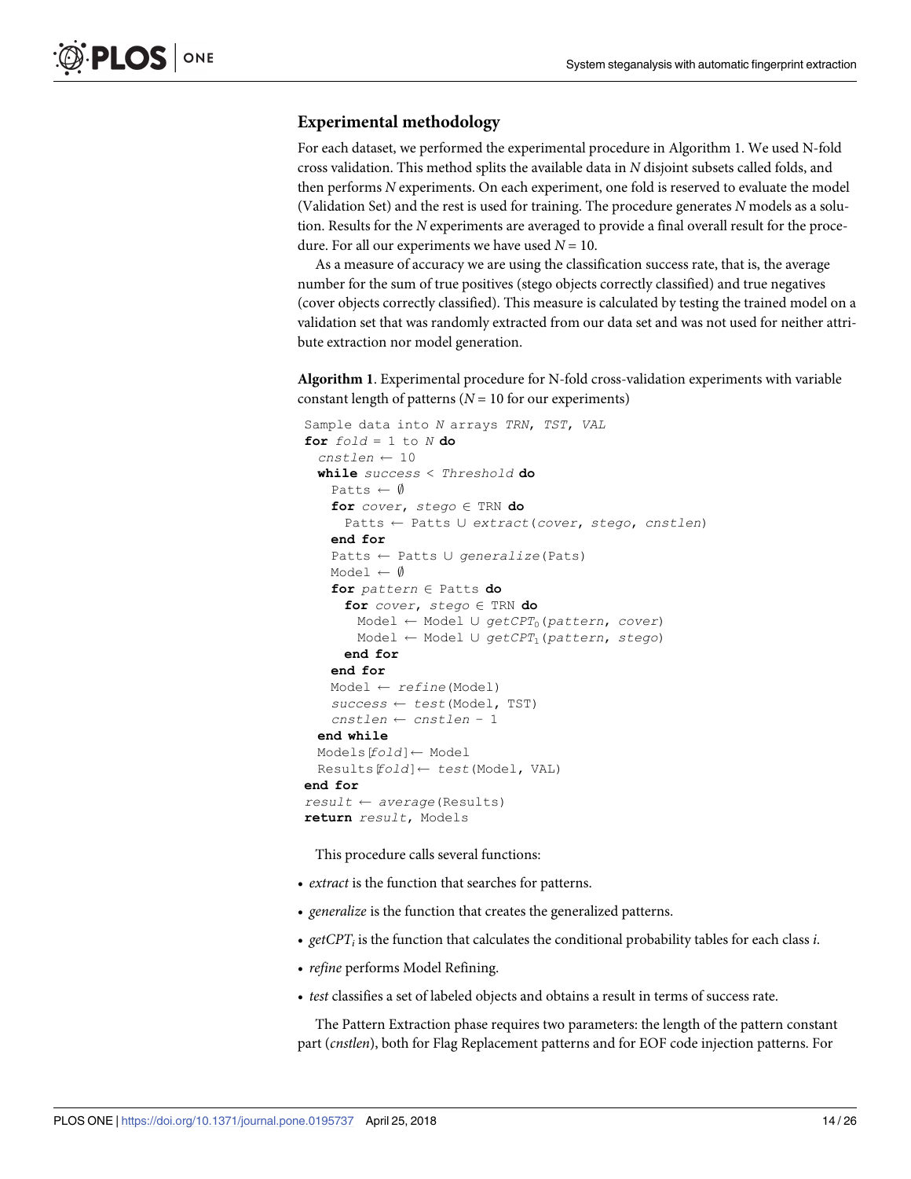### Experimental methodology

For each dataset, we performed the experimental procedure in Algorithm 1. We used N-fold cross validation. This method splits the available data in $N$ disjoint subsets called folds, and then performs $N$ experiments. On each experiment, one fold is reserved to evaluate the model (Validation Set) and the rest is used for training. The procedure generates $N$ models as a solution. Results for the $N$ experiments are averaged to provide a final overall result for the procedure. For all our experiments we have used $N = 10$.

As a measure of accuracy we are using the classification success rate, that is, the average number for the sum of true positives (stego objects correctly classified) and true negatives (cover objects correctly classified). This measure is calculated by testing the trained model on a validation set that was randomly extracted from our data set and was not used for neither attribute extraction nor model generation.

**Algorithm 1**. Experimental procedure for N-fold cross-validation experiments with variable constant length of patterns ($N = 10$ for our experiments)

```
Sample data into N arrays TRN, TST, VAL
for fold = 1 to N do
  cnstlen ← 10
  while success < Threshold do
    Patts ← ∅
    for cover, stego ∈ TRN do
      Patts ← Patts ∪ extract(cover, stego, cnstlen)
    end for
    Patts ← Patts ∪ generalize(Pats)
    Model ← ∅
    for pattern ∈ Patts do
      for cover, stego ∈ TRN do
        Model ← Model ∪ getCPT0(pattern, cover)
        Model ← Model ∪ getCPT1(pattern, stego)
      end for
    end for
    Model ← refine(Model)
    success ← test(Model, TST)
    cnstlen ← cnstlen - 1
  end while
  Models[fold]← Model
  Results[fold]← test(Model, VAL)
end for
result ← average(Results)
return result, Models
```

This procedure calls several functions:

- *extract* is the function that searches for patterns.
- *generalize* is the function that creates the generalized patterns.
- $getCPT_i$ is the function that calculates the conditional probability tables for each class $i$.
- *refine* performs Model Refining.
- *test* classifies a set of labeled objects and obtains a result in terms of success rate.

The Pattern Extraction phase requires two parameters: the length of the pattern constant part (*cnstlen*), both for Flag Replacement patterns and for EOF code injection patterns. For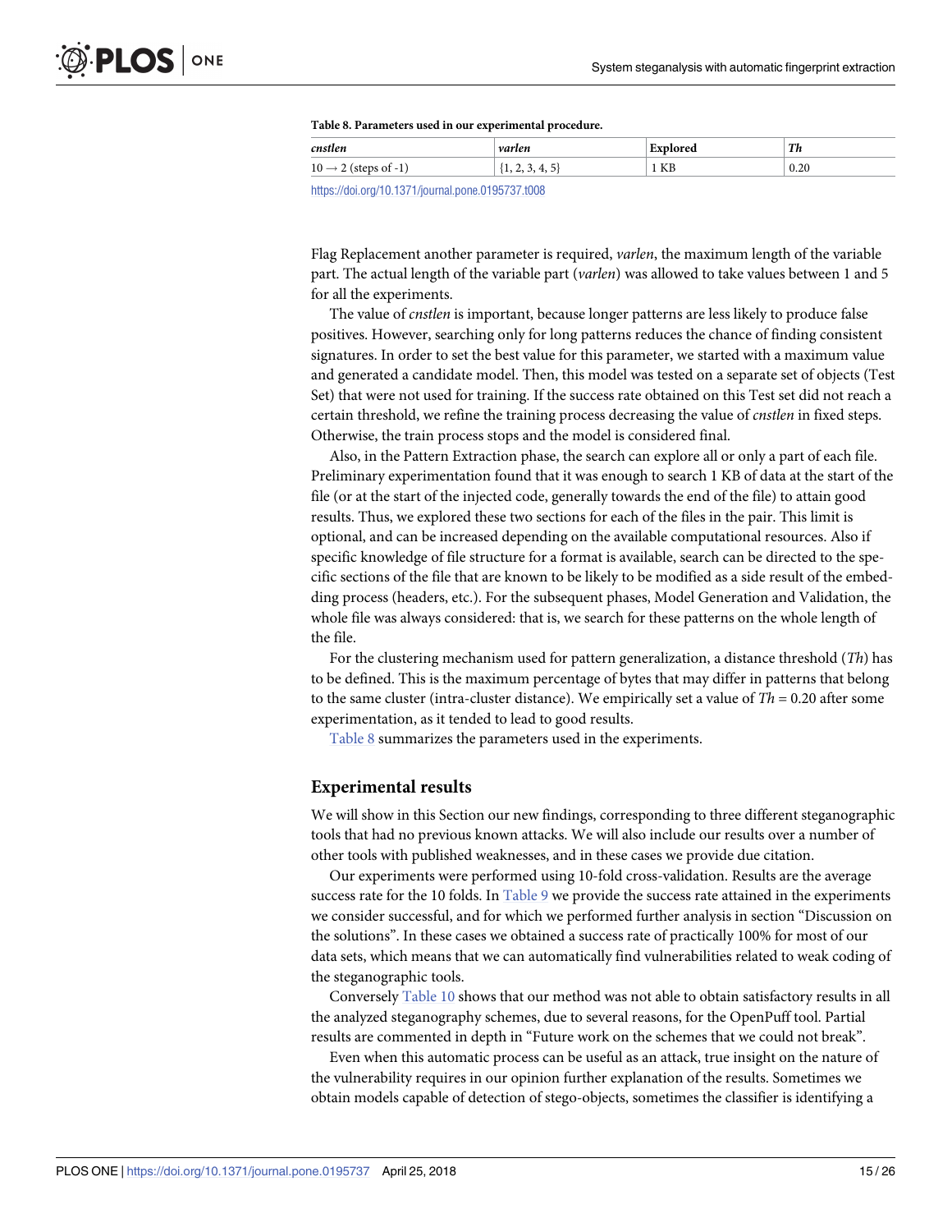**Table 8. Parameters used in our experimental procedure.**

| *cnstlen* | *varlen* | Explored | *Th* |
|---|---|---|---|
| 10 → 2 (steps of -1) | {1, 2, 3, 4, 5} | 1 KB | 0.20 |

https://doi.org/10.1371/journal.pone.0195737.t008

Flag Replacement another parameter is required, *varlen*, the maximum length of the variable part. The actual length of the variable part (*varlen*) was allowed to take values between 1 and 5 for all the experiments.

The value of *cnstlen* is important, because longer patterns are less likely to produce false positives. However, searching only for long patterns reduces the chance of finding consistent signatures. In order to set the best value for this parameter, we started with a maximum value and generated a candidate model. Then, this model was tested on a separate set of objects (Test Set) that were not used for training. If the success rate obtained on this Test set did not reach a certain threshold, we refine the training process decreasing the value of *cnstlen* in fixed steps. Otherwise, the train process stops and the model is considered final.

Also, in the Pattern Extraction phase, the search can explore all or only a part of each file. Preliminary experimentation found that it was enough to search 1 KB of data at the start of the file (or at the start of the injected code, generally towards the end of the file) to attain good results. Thus, we explored these two sections for each of the files in the pair. This limit is optional, and can be increased depending on the available computational resources. Also if specific knowledge of file structure for a format is available, search can be directed to the specific sections of the file that are known to be likely to be modified as a side result of the embedding process (headers, etc.). For the subsequent phases, Model Generation and Validation, the whole file was always considered: that is, we search for these patterns on the whole length of the file.

For the clustering mechanism used for pattern generalization, a distance threshold (*Th*) has to be defined. This is the maximum percentage of bytes that may differ in patterns that belong to the same cluster (intra-cluster distance). We empirically set a value of $Th = 0.20$ after some experimentation, as it tended to lead to good results.

Table 8 summarizes the parameters used in the experiments.

## Experimental results

We will show in this Section our new findings, corresponding to three different steganographic tools that had no previous known attacks. We will also include our results over a number of other tools with published weaknesses, and in these cases we provide due citation.

Our experiments were performed using 10-fold cross-validation. Results are the average success rate for the 10 folds. In Table 9 we provide the success rate attained in the experiments we consider successful, and for which we performed further analysis in section "Discussion on the solutions". In these cases we obtained a success rate of practically 100% for most of our data sets, which means that we can automatically find vulnerabilities related to weak coding of the steganographic tools.

Conversely Table 10 shows that our method was not able to obtain satisfactory results in all the analyzed steganography schemes, due to several reasons, for the OpenPuff tool. Partial results are commented in depth in "Future work on the schemes that we could not break".

Even when this automatic process can be useful as an attack, true insight on the nature of the vulnerability requires in our opinion further explanation of the results. Sometimes we obtain models capable of detection of stego-objects, sometimes the classifier is identifying a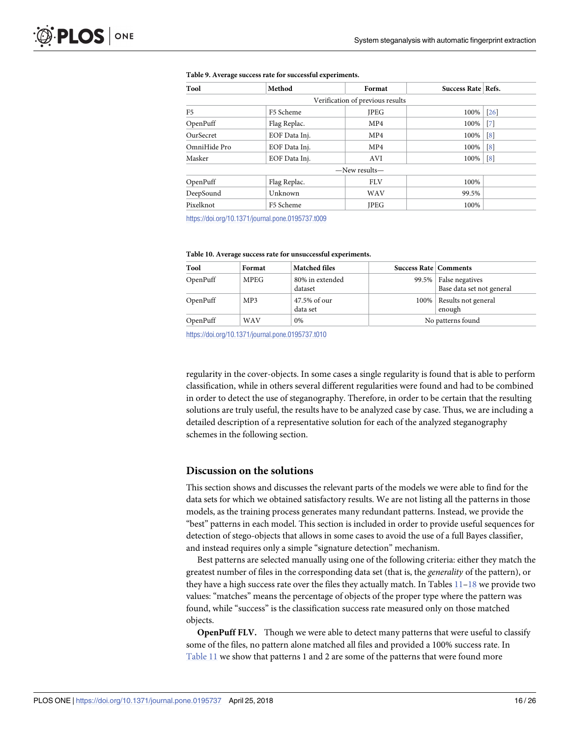**Table 9. Average success rate for successful experiments.**

| Tool | Method | Format | Success Rate | Refs. |
|---|---|---|---|---|
| Verification of previous results | | | | |
| F5 | F5 Scheme | JPEG | 100% | [26] |
| OpenPuff | Flag Replac. | MP4 | 100% | [7] |
| OurSecret | EOF Data Inj. | MP4 | 100% | [8] |
| OmniHide Pro | EOF Data Inj. | MP4 | 100% | [8] |
| Masker | EOF Data Inj. | AVI | 100% | [8] |
| —New results— | | | | |
| OpenPuff | Flag Replac. | FLV | 100% | |
| DeepSound | Unknown | WAV | 99.5% | |
| Pixelknot | F5 Scheme | JPEG | 100% | |

https://doi.org/10.1371/journal.pone.0195737.t009

**Table 10. Average success rate for unsuccessful experiments.**

| Tool | Format | Matched files | Success Rate | Comments |
|---|---|---|---|---|
| OpenPuff | MPEG | 80% in extended dataset | 99.5% | False negatives Base data set not general |
| OpenPuff | MP3 | 47.5% of our data set | 100% | Results not general enough |
| OpenPuff | WAV | 0% | No patterns found | |

https://doi.org/10.1371/journal.pone.0195737.t010

regularity in the cover-objects. In some cases a single regularity is found that is able to perform classification, while in others several different regularities were found and had to be combined in order to detect the use of steganography. Therefore, in order to be certain that the resulting solutions are truly useful, the results have to be analyzed case by case. Thus, we are including a detailed description of a representative solution for each of the analyzed steganography schemes in the following section.

## Discussion on the solutions

This section shows and discusses the relevant parts of the models we were able to find for the data sets for which we obtained satisfactory results. We are not listing all the patterns in those models, as the training process generates many redundant patterns. Instead, we provide the "best" patterns in each model. This section is included in order to provide useful sequences for detection of stego-objects that allows in some cases to avoid the use of a full Bayes classifier, and instead requires only a simple "signature detection" mechanism.

Best patterns are selected manually using one of the following criteria: either they match the greatest number of files in the corresponding data set (that is, the *generality* of the pattern), or they have a high success rate over the files they actually match. In Tables 11–18 we provide two values: "matches" means the percentage of objects of the proper type where the pattern was found, while "success" is the classification success rate measured only on those matched objects.

**OpenPuff FLV.** Though we were able to detect many patterns that were useful to classify some of the files, no pattern alone matched all files and provided a 100% success rate. In Table 11 we show that patterns 1 and 2 are some of the patterns that were found more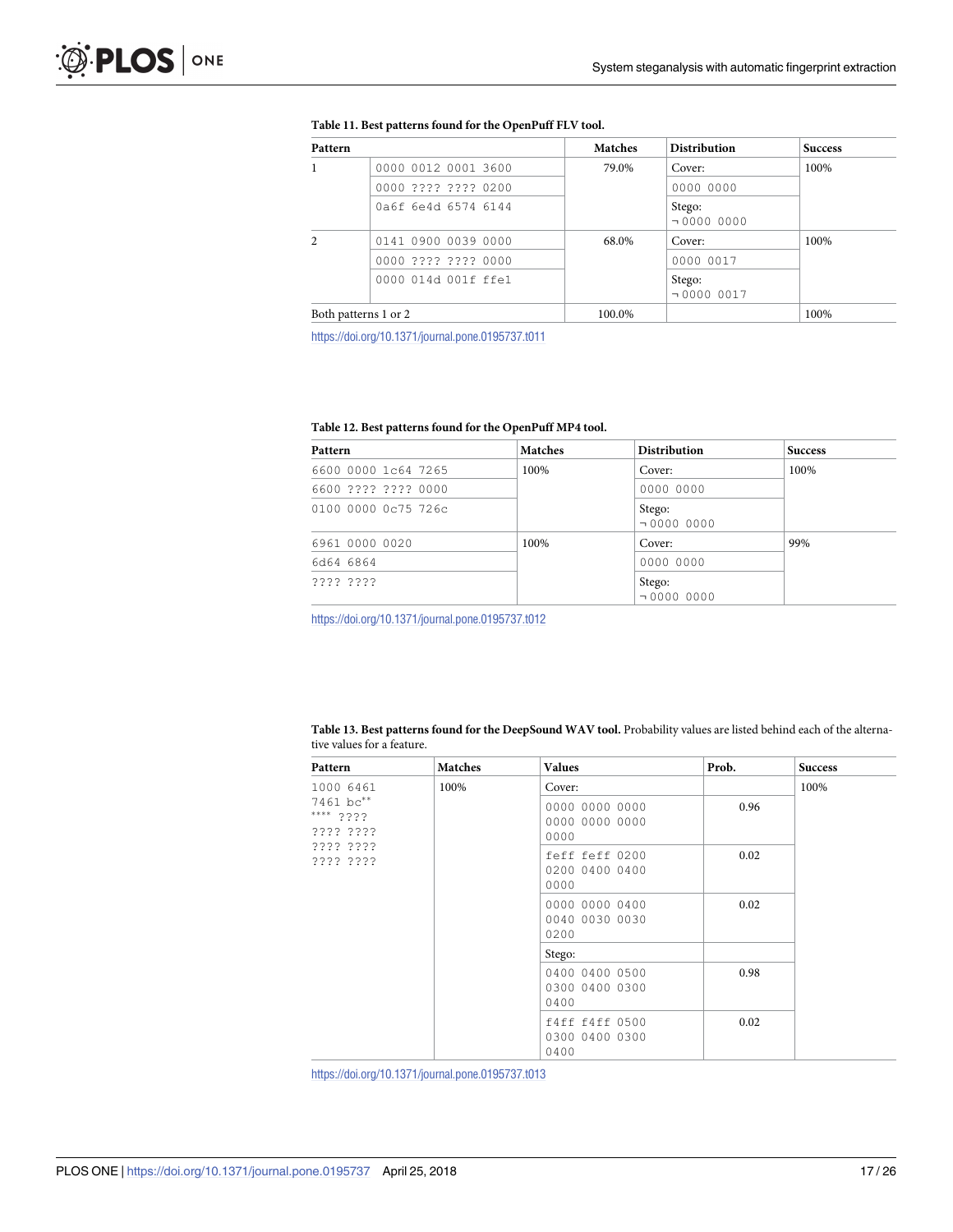**Table 11. Best patterns found for the OpenPuff FLV tool.**

| Pattern | | Matches | Distribution | Success |
|---|---|---|---|---|
| 1 | 0000 0012 0001 3600 | 79.0% | Cover: | 100% |
| | 0000 ???? ???? 0200 | | 0000 0000 | |
| | 0a6f 6e4d 6574 6144 | | Stego: ¬0000 0000 | |
| 2 | 0141 0900 0039 0000 | 68.0% | Cover: | 100% |
| | 0000 ???? ???? 0000 | | 0000 0017 | |
| | 0000 014d 001f ffe1 | | Stego: ¬0000 0017 | |
| Both patterns 1 or 2 | | 100.0% | | 100% |

https://doi.org/10.1371/journal.pone.0195737.t011

**Table 12. Best patterns found for the OpenPuff MP4 tool.**

| Pattern | Matches | Distribution | Success |
|---|---|---|---|
| 6600 0000 1c64 7265 | 100% | Cover: | 100% |
| 6600 ???? ???? 0000 | | 0000 0000 | |
| 0100 0000 0c75 726c | | Stego: ¬0000 0000 | |
| 6961 0000 0020 | 100% | Cover: | 99% |
| 6d64 6864 | | 0000 0000 | |
| ???? ???? | | Stego: ¬0000 0000 | |

https://doi.org/10.1371/journal.pone.0195737.t012

**Table 13. Best patterns found for the DeepSound WAV tool.** Probability values are listed behind each of the alternative values for a feature.

| Pattern | Matches | Values | Prob. | Success |
|---|---|---|---|---|
| 1000 6461 7461 bc** **** ???? ???? ???? ???? ???? ???? ???? | 100% | Cover: | | 100% |
| | | 0000 0000 0000 0000 0000 0000 0000 | 0.96 | |
| | | feff feff 0200 0200 0400 0400 0000 | 0.02 | |
| | | 0000 0000 0400 0040 0030 0030 0200 | 0.02 | |
| | | Stego: | | |
| | | 0400 0400 0500 0300 0400 0300 0400 | 0.98 | |
| | | f4ff f4ff 0500 0300 0400 0300 0400 | 0.02 | |

https://doi.org/10.1371/journal.pone.0195737.t013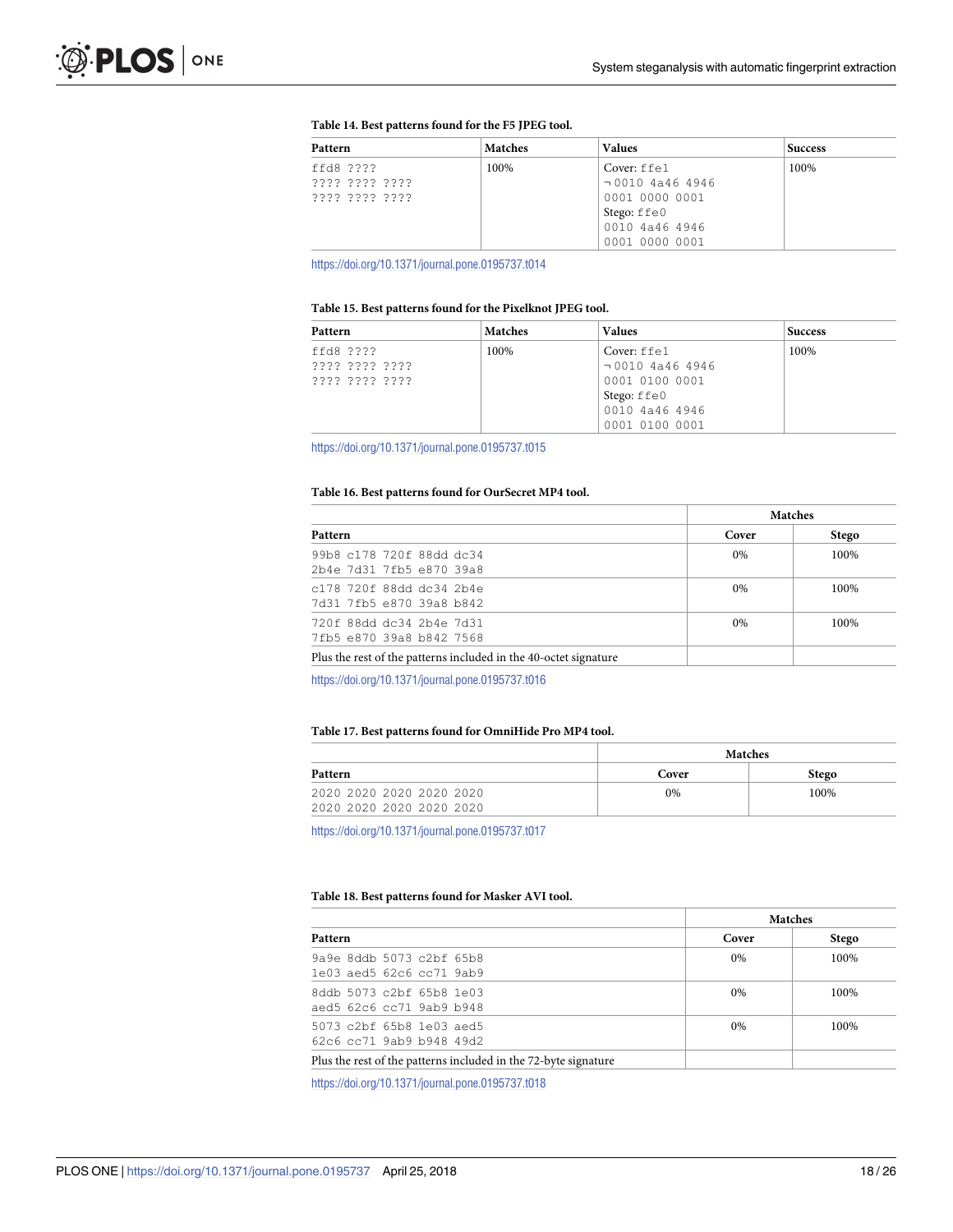**Table 14. Best patterns found for the F5 JPEG tool.**

| Pattern | Matches | Values | Success |
|---|---|---|---|
| ffd8 ???? ???? ???? ???? ???? ???? ???? | 100% | Cover: ffe1 ¬0010 4a46 4946 0001 0000 0001 Stego: ffe0 0010 4a46 4946 0001 0000 0001 | 100% |

https://doi.org/10.1371/journal.pone.0195737.t014

**Table 15. Best patterns found for the Pixelknot JPEG tool.**

| Pattern | Matches | Values | Success |
|---|---|---|---|
| ffd8 ???? ???? ???? ???? ???? ???? ???? | 100% | Cover: ffe1 ¬0010 4a46 4946 0001 0100 0001 Stego: ffe0 0010 4a46 4946 0001 0100 0001 | 100% |

https://doi.org/10.1371/journal.pone.0195737.t015

**Table 16. Best patterns found for OurSecret MP4 tool.**

| | Matches | |
|---|---|---|
| Pattern | Cover | Stego |
| 99b8 c178 720f 88dd dc34 2b4e 7d31 7fb5 e870 39a8 | 0% | 100% |
| c178 720f 88dd dc34 2b4e 7d31 7fb5 e870 39a8 b842 | 0% | 100% |
| 720f 88dd dc34 2b4e 7d31 7fb5 e870 39a8 b842 7568 | 0% | 100% |
| Plus the rest of the patterns included in the 40-octet signature | | |

https://doi.org/10.1371/journal.pone.0195737.t016

**Table 17. Best patterns found for OmniHide Pro MP4 tool.**

| | Matches | |
|---|---|---|
| Pattern | Cover | Stego |
| 2020 2020 2020 2020 2020 2020 2020 2020 2020 2020 | 0% | 100% |

https://doi.org/10.1371/journal.pone.0195737.t017

**Table 18. Best patterns found for Masker AVI tool.**

| | Matches | |
|---|---|---|
| Pattern | Cover | Stego |
| 9a9e 8ddb 5073 c2bf 65b8 1e03 aed5 62c6 cc71 9ab9 | 0% | 100% |
| 8ddb 5073 c2bf 65b8 1e03 aed5 62c6 cc71 9ab9 b948 | 0% | 100% |
| 5073 c2bf 65b8 1e03 aed5 62c6 cc71 9ab9 b948 49d2 | 0% | 100% |
| Plus the rest of the patterns included in the 72-byte signature | | |

https://doi.org/10.1371/journal.pone.0195737.t018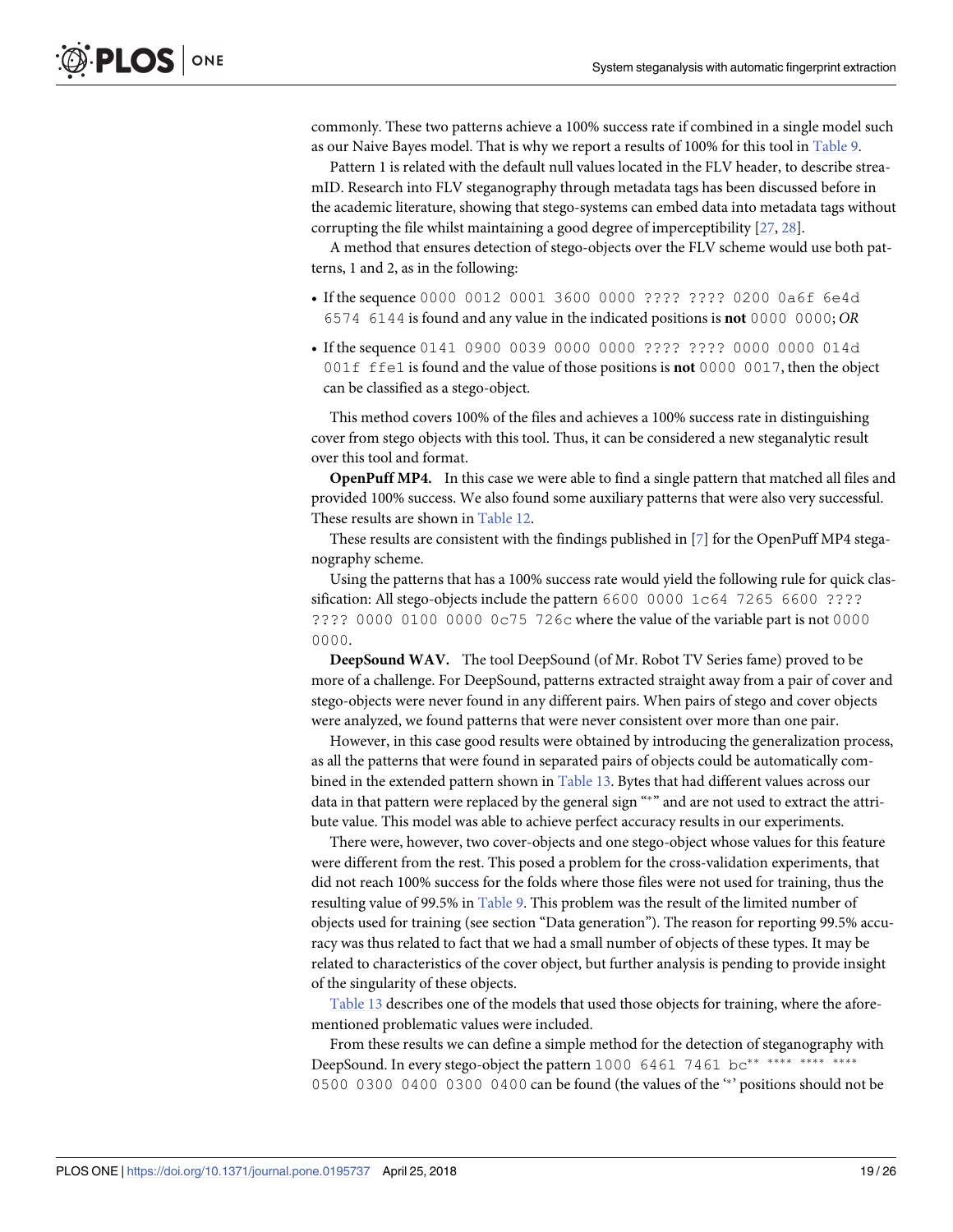commonly. These two patterns achieve a 100% success rate if combined in a single model such as our Naive Bayes model. That is why we report a results of 100% for this tool in Table 9.

Pattern 1 is related with the default null values located in the FLV header, to describe streamID. Research into FLV steganography through metadata tags has been discussed before in the academic literature, showing that stego-systems can embed data into metadata tags without corrupting the file whilst maintaining a good degree of imperceptibility [27, 28].

A method that ensures detection of stego-objects over the FLV scheme would use both patterns, 1 and 2, as in the following:

- If the sequence `0000 0012 0001 3600 0000 ???? ???? 0200 0a6f 6e4d 6574 6144` is found and any value in the indicated positions is **not** `0000 0000`; *OR*
- If the sequence `0141 0900 0039 0000 0000 ???? ???? 0000 0000 014d 001f ffe1` is found and the value of those positions is **not** `0000 0017`, then the object can be classified as a stego-object.

This method covers 100% of the files and achieves a 100% success rate in distinguishing cover from stego objects with this tool. Thus, it can be considered a new steganalytic result over this tool and format.

**OpenPuff MP4.** In this case we were able to find a single pattern that matched all files and provided 100% success. We also found some auxiliary patterns that were also very successful. These results are shown in Table 12.

These results are consistent with the findings published in [7] for the OpenPuff MP4 steganography scheme.

Using the patterns that has a 100% success rate would yield the following rule for quick classification: All stego-objects include the pattern `6600 0000 1c64 7265 6600 ???? ???? 0000 0100 0000 0c75 726c` where the value of the variable part is not `0000 0000`.

**DeepSound WAV.** The tool DeepSound (of Mr. Robot TV Series fame) proved to be more of a challenge. For DeepSound, patterns extracted straight away from a pair of cover and stego-objects were never found in any different pairs. When pairs of stego and cover objects were analyzed, we found patterns that were never consistent over more than one pair.

However, in this case good results were obtained by introducing the generalization process, as all the patterns that were found in separated pairs of objects could be automatically combined in the extended pattern shown in Table 13. Bytes that had different values across our data in that pattern were replaced by the general sign "*" and are not used to extract the attribute value. This model was able to achieve perfect accuracy results in our experiments.

There were, however, two cover-objects and one stego-object whose values for this feature were different from the rest. This posed a problem for the cross-validation experiments, that did not reach 100% success for the folds where those files were not used for training, thus the resulting value of 99.5% in Table 9. This problem was the result of the limited number of objects used for training (see section "Data generation"). The reason for reporting 99.5% accuracy was thus related to fact that we had a small number of objects of these types. It may be related to characteristics of the cover object, but further analysis is pending to provide insight of the singularity of these objects.

Table 13 describes one of the models that used those objects for training, where the aforementioned problematic values were included.

From these results we can define a simple method for the detection of steganography with DeepSound. In every stego-object the pattern `1000 6461 7461 bc** **** **** **** 0500 0300 0400 0300 0400` can be found (the values of the '*' positions should not be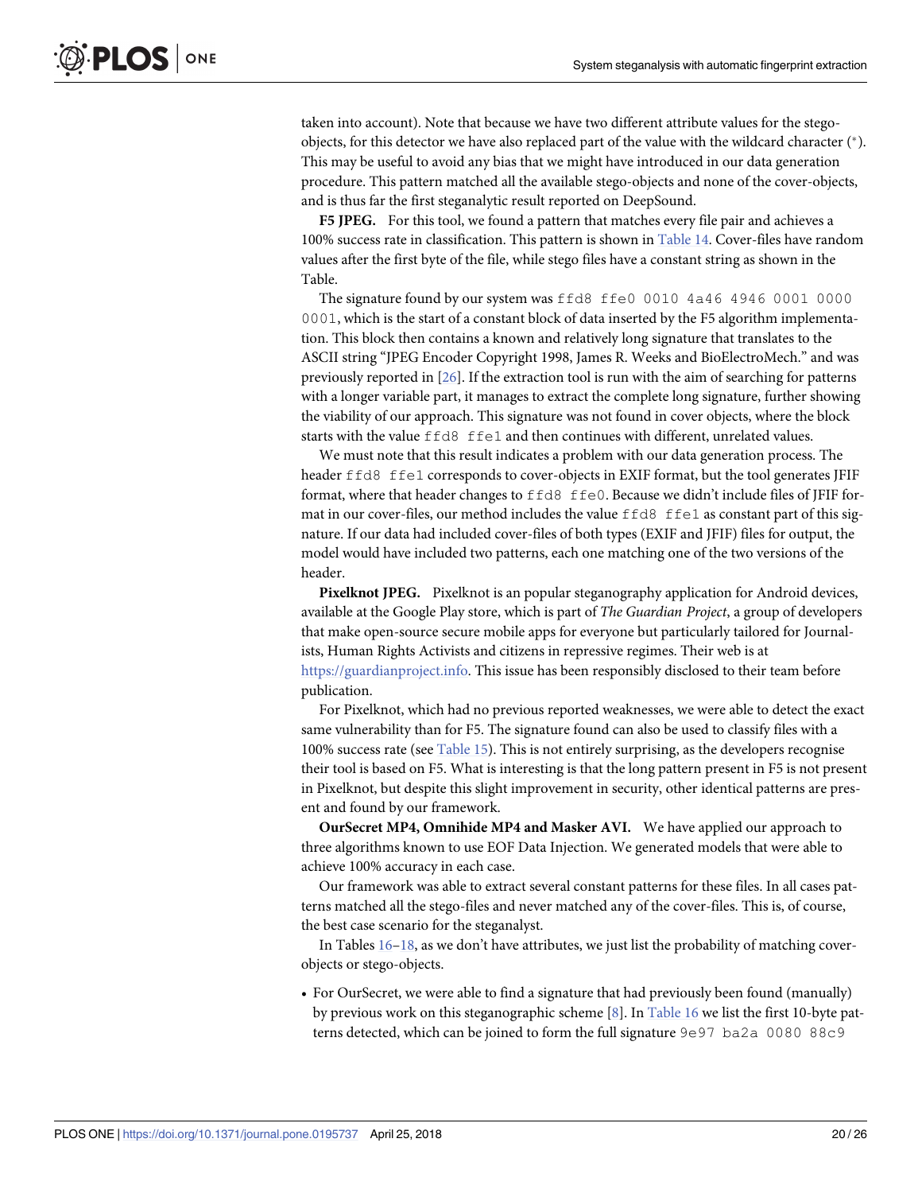taken into account). Note that because we have two different attribute values for the stego-objects, for this detector we have also replaced part of the value with the wildcard character (*). This may be useful to avoid any bias that we might have introduced in our data generation procedure. This pattern matched all the available stego-objects and none of the cover-objects, and is thus far the first steganalytic result reported on DeepSound.

**F5 JPEG.** For this tool, we found a pattern that matches every file pair and achieves a 100% success rate in classification. This pattern is shown in Table 14. Cover-files have random values after the first byte of the file, while stego files have a constant string as shown in the Table.

The signature found by our system was `ffd8 ffe0 0010 4a46 4946 0001 0000 0001`, which is the start of a constant block of data inserted by the F5 algorithm implementation. This block then contains a known and relatively long signature that translates to the ASCII string "JPEG Encoder Copyright 1998, James R. Weeks and BioElectroMech." and was previously reported in [26]. If the extraction tool is run with the aim of searching for patterns with a longer variable part, it manages to extract the complete long signature, further showing the viability of our approach. This signature was not found in cover objects, where the block starts with the value `ffd8 ffe1` and then continues with different, unrelated values.

We must note that this result indicates a problem with our data generation process. The header `ffd8 ffe1` corresponds to cover-objects in EXIF format, but the tool generates JFIF format, where that header changes to `ffd8 ffe0`. Because we didn't include files of JFIF format in our cover-files, our method includes the value `ffd8 ffe1` as constant part of this signature. If our data had included cover-files of both types (EXIF and JFIF) files for output, the model would have included two patterns, each one matching one of the two versions of the header.

**Pixelknot JPEG.** Pixelknot is an popular steganography application for Android devices, available at the Google Play store, which is part of *The Guardian Project*, a group of developers that make open-source secure mobile apps for everyone but particularly tailored for Journalists, Human Rights Activists and citizens in repressive regimes. Their web is at https://guardianproject.info. This issue has been responsibly disclosed to their team before publication.

For Pixelknot, which had no previous reported weaknesses, we were able to detect the exact same vulnerability than for F5. The signature found can also be used to classify files with a 100% success rate (see Table 15). This is not entirely surprising, as the developers recognise their tool is based on F5. What is interesting is that the long pattern present in F5 is not present in Pixelknot, but despite this slight improvement in security, other identical patterns are present and found by our framework.

**OurSecret MP4, Omnihide MP4 and Masker AVI.** We have applied our approach to three algorithms known to use EOF Data Injection. We generated models that were able to achieve 100% accuracy in each case.

Our framework was able to extract several constant patterns for these files. In all cases patterns matched all the stego-files and never matched any of the cover-files. This is, of course, the best case scenario for the steganalyst.

In Tables 16–18, as we don't have attributes, we just list the probability of matching cover-objects or stego-objects.

- For OurSecret, we were able to find a signature that had previously been found (manually) by previous work on this steganographic scheme [8]. In Table 16 we list the first 10-byte patterns detected, which can be joined to form the full signature `9e97 ba2a 0080 88c9`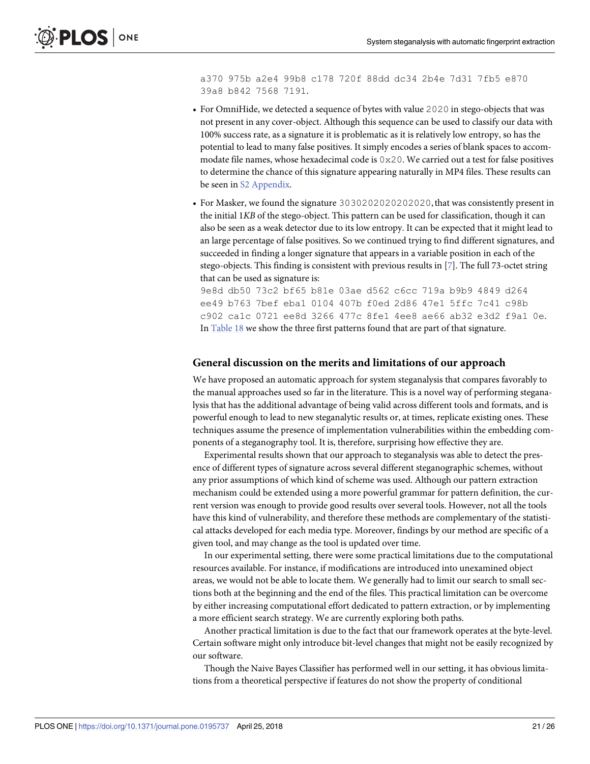a370 975b a2e4 99b8 c178 720f 88dd dc34 2b4e 7d31 7fb5 e870 39a8 b842 7568 7191.

- For OmniHide, we detected a sequence of bytes with value 2020 in stego-objects that was not present in any cover-object. Although this sequence can be used to classify our data with 100% success rate, as a signature it is problematic as it is relatively low entropy, so has the potential to lead to many false positives. It simply encodes a series of blank spaces to accommodate file names, whose hexadecimal code is 0x20. We carried out a test for false positives to determine the chance of this signature appearing naturally in MP4 files. These results can be seen in S2 Appendix.
- For Masker, we found the signature 3030202020202020, that was consistently present in the initial 1*KB* of the stego-object. This pattern can be used for classification, though it can also be seen as a weak detector due to its low entropy. It can be expected that it might lead to an large percentage of false positives. So we continued trying to find different signatures, and succeeded in finding a longer signature that appears in a variable position in each of the stego-objects. This finding is consistent with previous results in [7]. The full 73-octet string that can be used as signature is:
  9e8d db50 73c2 bf65 b81e 03ae d562 c6cc 719a b9b9 4849 d264 ee49 b763 7bef eba1 0104 407b f0ed 2d86 47e1 5ffc 7c41 c98b c902 ca1c 0721 ee8d 3266 477c 8fe1 4ee8 ae66 ab32 e3d2 f9a1 0e.
  In Table 18 we show the three first patterns found that are part of that signature.

## General discussion on the merits and limitations of our approach

We have proposed an automatic approach for system steganalysis that compares favorably to the manual approaches used so far in the literature. This is a novel way of performing steganalysis that has the additional advantage of being valid across different tools and formats, and is powerful enough to lead to new steganalytic results or, at times, replicate existing ones. These techniques assume the presence of implementation vulnerabilities within the embedding components of a steganography tool. It is, therefore, surprising how effective they are.

Experimental results shown that our approach to steganalysis was able to detect the presence of different types of signature across several different steganographic schemes, without any prior assumptions of which kind of scheme was used. Although our pattern extraction mechanism could be extended using a more powerful grammar for pattern definition, the current version was enough to provide good results over several tools. However, not all the tools have this kind of vulnerability, and therefore these methods are complementary of the statistical attacks developed for each media type. Moreover, findings by our method are specific of a given tool, and may change as the tool is updated over time.

In our experimental setting, there were some practical limitations due to the computational resources available. For instance, if modifications are introduced into unexamined object areas, we would not be able to locate them. We generally had to limit our search to small sections both at the beginning and the end of the files. This practical limitation can be overcome by either increasing computational effort dedicated to pattern extraction, or by implementing a more efficient search strategy. We are currently exploring both paths.

Another practical limitation is due to the fact that our framework operates at the byte-level. Certain software might only introduce bit-level changes that might not be easily recognized by our software.

Though the Naive Bayes Classifier has performed well in our setting, it has obvious limitations from a theoretical perspective if features do not show the property of conditional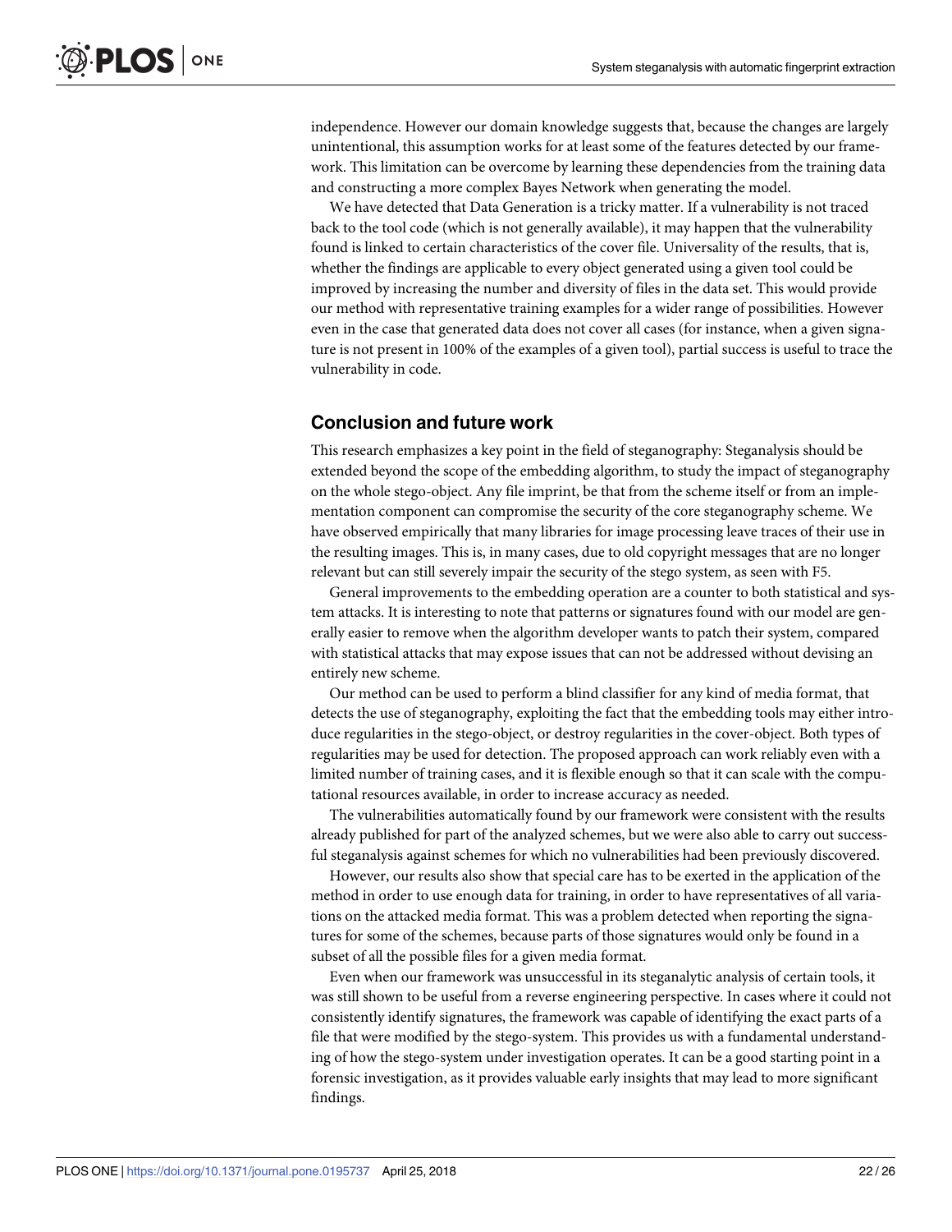independence. However our domain knowledge suggests that, because the changes are largely unintentional, this assumption works for at least some of the features detected by our framework. This limitation can be overcome by learning these dependencies from the training data and constructing a more complex Bayes Network when generating the model.

We have detected that Data Generation is a tricky matter. If a vulnerability is not traced back to the tool code (which is not generally available), it may happen that the vulnerability found is linked to certain characteristics of the cover file. Universality of the results, that is, whether the findings are applicable to every object generated using a given tool could be improved by increasing the number and diversity of files in the data set. This would provide our method with representative training examples for a wider range of possibilities. However even in the case that generated data does not cover all cases (for instance, when a given signature is not present in 100% of the examples of a given tool), partial success is useful to trace the vulnerability in code.

## Conclusion and future work

This research emphasizes a key point in the field of steganography: Steganalysis should be extended beyond the scope of the embedding algorithm, to study the impact of steganography on the whole stego-object. Any file imprint, be that from the scheme itself or from an implementation component can compromise the security of the core steganography scheme. We have observed empirically that many libraries for image processing leave traces of their use in the resulting images. This is, in many cases, due to old copyright messages that are no longer relevant but can still severely impair the security of the stego system, as seen with F5.

General improvements to the embedding operation are a counter to both statistical and system attacks. It is interesting to note that patterns or signatures found with our model are generally easier to remove when the algorithm developer wants to patch their system, compared with statistical attacks that may expose issues that can not be addressed without devising an entirely new scheme.

Our method can be used to perform a blind classifier for any kind of media format, that detects the use of steganography, exploiting the fact that the embedding tools may either introduce regularities in the stego-object, or destroy regularities in the cover-object. Both types of regularities may be used for detection. The proposed approach can work reliably even with a limited number of training cases, and it is flexible enough so that it can scale with the computational resources available, in order to increase accuracy as needed.

The vulnerabilities automatically found by our framework were consistent with the results already published for part of the analyzed schemes, but we were also able to carry out successful steganalysis against schemes for which no vulnerabilities had been previously discovered.

However, our results also show that special care has to be exerted in the application of the method in order to use enough data for training, in order to have representatives of all variations on the attacked media format. This was a problem detected when reporting the signatures for some of the schemes, because parts of those signatures would only be found in a subset of all the possible files for a given media format.

Even when our framework was unsuccessful in its steganalytic analysis of certain tools, it was still shown to be useful from a reverse engineering perspective. In cases where it could not consistently identify signatures, the framework was capable of identifying the exact parts of a file that were modified by the stego-system. This provides us with a fundamental understanding of how the stego-system under investigation operates. It can be a good starting point in a forensic investigation, as it provides valuable early insights that may lead to more significant findings.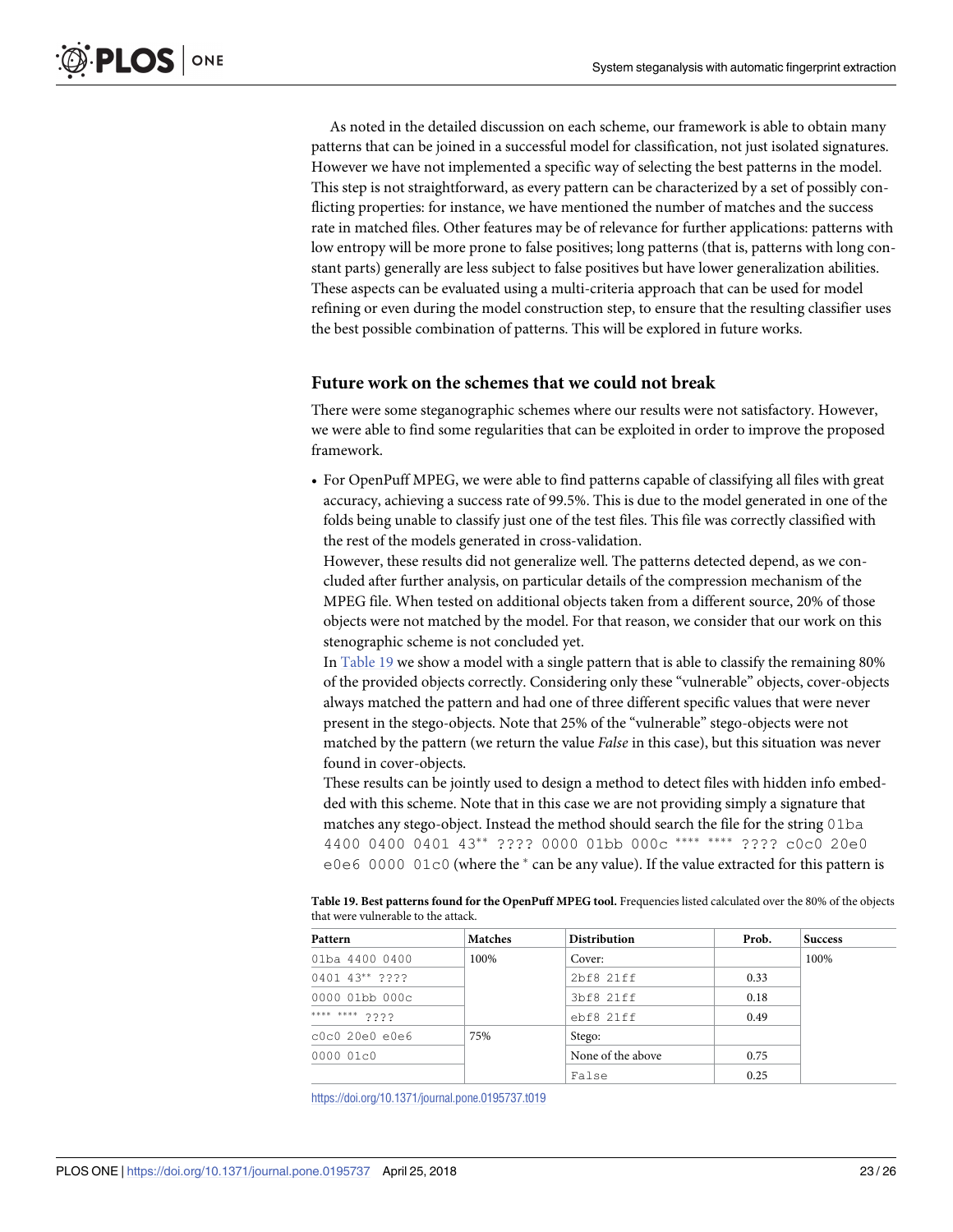As noted in the detailed discussion on each scheme, our framework is able to obtain many patterns that can be joined in a successful model for classification, not just isolated signatures. However we have not implemented a specific way of selecting the best patterns in the model. This step is not straightforward, as every pattern can be characterized by a set of possibly conflicting properties: for instance, we have mentioned the number of matches and the success rate in matched files. Other features may be of relevance for further applications: patterns with low entropy will be more prone to false positives; long patterns (that is, patterns with long constant parts) generally are less subject to false positives but have lower generalization abilities. These aspects can be evaluated using a multi-criteria approach that can be used for model refining or even during the model construction step, to ensure that the resulting classifier uses the best possible combination of patterns. This will be explored in future works.

## Future work on the schemes that we could not break

There were some steganographic schemes where our results were not satisfactory. However, we were able to find some regularities that can be exploited in order to improve the proposed framework.

- For OpenPuff MPEG, we were able to find patterns capable of classifying all files with great accuracy, achieving a success rate of 99.5%. This is due to the model generated in one of the folds being unable to classify just one of the test files. This file was correctly classified with the rest of the models generated in cross-validation.

  However, these results did not generalize well. The patterns detected depend, as we concluded after further analysis, on particular details of the compression mechanism of the MPEG file. When tested on additional objects taken from a different source, 20% of those objects were not matched by the model. For that reason, we consider that our work on this stenographic scheme is not concluded yet.

  In Table 19 we show a model with a single pattern that is able to classify the remaining 80% of the provided objects correctly. Considering only these "vulnerable" objects, cover-objects always matched the pattern and had one of three different specific values that were never present in the stego-objects. Note that 25% of the "vulnerable" stego-objects were not matched by the pattern (we return the value *False* in this case), but this situation was never found in cover-objects.

  These results can be jointly used to design a method to detect files with hidden info embedded with this scheme. Note that in this case we are not providing simply a signature that matches any stego-object. Instead the method should search the file for the string `01ba 4400 0400 0401 43** ???? 0000 01bb 000c **** **** ???? c0c0 20e0 e0e6 0000 01c0` (where the * can be any value). If the value extracted for this pattern is

**Table 19. Best patterns found for the OpenPuff MPEG tool.** Frequencies listed calculated over the 80% of the objects that were vulnerable to the attack.

| Pattern | Matches | Distribution | Prob. | Success |
|---|---|---|---|---|
| `01ba 4400 0400` | 100% | Cover: | | 100% |
| `0401 43** ????` | | `2bf8 21ff` | 0.33 | |
| `0000 01bb 000c` | | `3bf8 21ff` | 0.18 | |
| `**** **** ????` | | `ebf8 21ff` | 0.49 | |
| `c0c0 20e0 e0e6` | 75% | Stego: | | |
| `0000 01c0` | | None of the above | 0.75 | |
| | | `False` | 0.25 | |

https://doi.org/10.1371/journal.pone.0195737.t019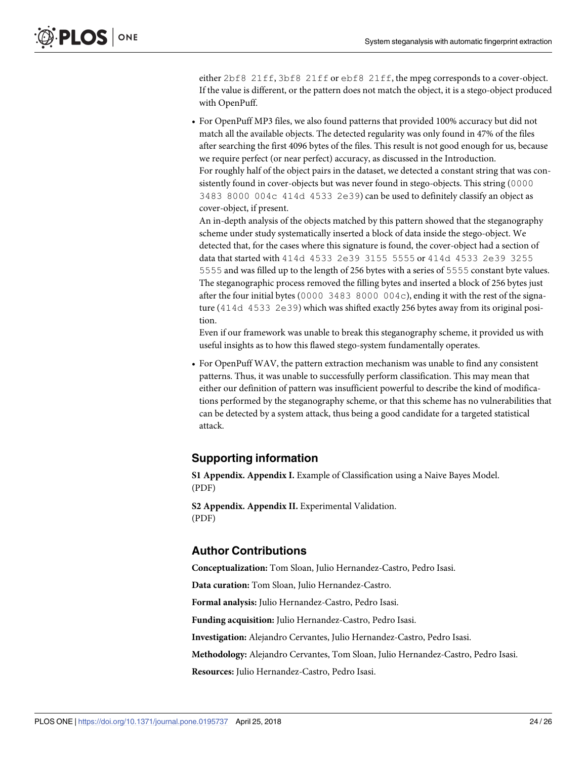either `2bf8 21ff`, `3bf8 21ff` or `ebf8 21ff`, the mpeg corresponds to a cover-object. If the value is different, or the pattern does not match the object, it is a stego-object produced with OpenPuff.

- For OpenPuff MP3 files, we also found patterns that provided 100% accuracy but did not match all the available objects. The detected regularity was only found in 47% of the files after searching the first 4096 bytes of the files. This result is not good enough for us, because we require perfect (or near perfect) accuracy, as discussed in the Introduction.

  For roughly half of the object pairs in the dataset, we detected a constant string that was consistently found in cover-objects but was never found in stego-objects. This string (`0000 3483 8000 004c 414d 4533 2e39`) can be used to definitely classify an object as cover-object, if present.

  An in-depth analysis of the objects matched by this pattern showed that the steganography scheme under study systematically inserted a block of data inside the stego-object. We detected that, for the cases where this signature is found, the cover-object had a section of data that started with `414d 4533 2e39 3155 5555` or `414d 4533 2e39 3255 5555` and was filled up to the length of 256 bytes with a series of `5555` constant byte values. The steganographic process removed the filling bytes and inserted a block of 256 bytes just after the four initial bytes (`0000 3483 8000 004c`), ending it with the rest of the signature (`414d 4533 2e39`) which was shifted exactly 256 bytes away from its original position.

  Even if our framework was unable to break this steganography scheme, it provided us with useful insights as to how this flawed stego-system fundamentally operates.

- For OpenPuff WAV, the pattern extraction mechanism was unable to find any consistent patterns. Thus, it was unable to successfully perform classification. This may mean that either our definition of pattern was insufficient powerful to describe the kind of modifications performed by the steganography scheme, or that this scheme has no vulnerabilities that can be detected by a system attack, thus being a good candidate for a targeted statistical attack.

## Supporting information

**S1 Appendix. Appendix I.** Example of Classification using a Naive Bayes Model.
(PDF)

**S2 Appendix. Appendix II.** Experimental Validation.
(PDF)

## Author Contributions

**Conceptualization:** Tom Sloan, Julio Hernandez-Castro, Pedro Isasi.

**Data curation:** Tom Sloan, Julio Hernandez-Castro.

**Formal analysis:** Julio Hernandez-Castro, Pedro Isasi.

**Funding acquisition:** Julio Hernandez-Castro, Pedro Isasi.

**Investigation:** Alejandro Cervantes, Julio Hernandez-Castro, Pedro Isasi.

**Methodology:** Alejandro Cervantes, Tom Sloan, Julio Hernandez-Castro, Pedro Isasi.

**Resources:** Julio Hernandez-Castro, Pedro Isasi.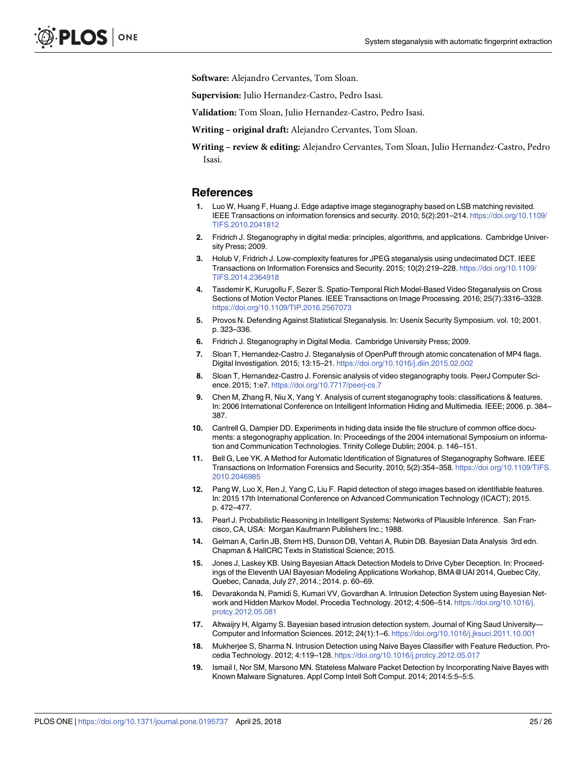**Software:** Alejandro Cervantes, Tom Sloan.

**Supervision:** Julio Hernandez-Castro, Pedro Isasi.

**Validation:** Tom Sloan, Julio Hernandez-Castro, Pedro Isasi.

**Writing – original draft:** Alejandro Cervantes, Tom Sloan.

**Writing – review & editing:** Alejandro Cervantes, Tom Sloan, Julio Hernandez-Castro, Pedro Isasi.

## References

1. Luo W, Huang F, Huang J. Edge adaptive image steganography based on LSB matching revisited. IEEE Transactions on information forensics and security. 2010; 5(2):201–214. https://doi.org/10.1109/TIFS.2010.2041812
2. Fridrich J. Steganography in digital media: principles, algorithms, and applications. Cambridge University Press; 2009.
3. Holub V, Fridrich J. Low-complexity features for JPEG steganalysis using undecimated DCT. IEEE Transactions on Information Forensics and Security. 2015; 10(2):219–228. https://doi.org/10.1109/TIFS.2014.2364918
4. Tasdemir K, Kurugollu F, Sezer S. Spatio-Temporal Rich Model-Based Video Steganalysis on Cross Sections of Motion Vector Planes. IEEE Transactions on Image Processing. 2016; 25(7):3316–3328. https://doi.org/10.1109/TIP.2016.2567073
5. Provos N. Defending Against Statistical Steganalysis. In: Usenix Security Symposium. vol. 10; 2001. p. 323–336.
6. Fridrich J. Steganography in Digital Media. Cambridge University Press; 2009.
7. Sloan T, Hernandez-Castro J. Steganalysis of OpenPuff through atomic concatenation of MP4 flags. Digital Investigation. 2015; 13:15–21. https://doi.org/10.1016/j.diin.2015.02.002
8. Sloan T, Hernandez-Castro J. Forensic analysis of video steganography tools. PeerJ Computer Science. 2015; 1:e7. https://doi.org/10.7717/peerj-cs.7
9. Chen M, Zhang R, Niu X, Yang Y. Analysis of current steganography tools: classifications & features. In: 2006 International Conference on Intelligent Information Hiding and Multimedia. IEEE; 2006. p. 384–387.
10. Cantrell G, Dampier DD. Experiments in hiding data inside the file structure of common office documents: a stegonography application. In: Proceedings of the 2004 international Symposium on information and Communication Technologies. Trinity College Dublin; 2004. p. 146–151.
11. Bell G, Lee YK. A Method for Automatic Identification of Signatures of Steganography Software. IEEE Transactions on Information Forensics and Security. 2010; 5(2):354–358. https://doi.org/10.1109/TIFS.2010.2046985
12. Pang W, Luo X, Ren J, Yang C, Liu F. Rapid detection of stego images based on identifiable features. In: 2015 17th International Conference on Advanced Communication Technology (ICACT); 2015. p. 472–477.
13. Pearl J. Probabilistic Reasoning in Intelligent Systems: Networks of Plausible Inference. San Francisco, CA, USA: Morgan Kaufmann Publishers Inc.; 1988.
14. Gelman A, Carlin JB, Stern HS, Dunson DB, Vehtari A, Rubin DB. Bayesian Data Analysis 3rd edn. Chapman & HallCRC Texts in Statistical Science; 2015.
15. Jones J, Laskey KB. Using Bayesian Attack Detection Models to Drive Cyber Deception. In: Proceedings of the Eleventh UAI Bayesian Modeling Applications Workshop, BMA@UAI 2014, Quebec City, Quebec, Canada, July 27, 2014.; 2014. p. 60–69.
16. Devarakonda N, Pamidi S, Kumari VV, Govardhan A. Intrusion Detection System using Bayesian Network and Hidden Markov Model. Procedia Technology. 2012; 4:506–514. https://doi.org/10.1016/j.protcy.2012.05.081
17. Altwaijry H, Algarny S. Bayesian based intrusion detection system. Journal of King Saud University—Computer and Information Sciences. 2012; 24(1):1–6. https://doi.org/10.1016/j.jksuci.2011.10.001
18. Mukherjee S, Sharma N. Intrusion Detection using Naive Bayes Classifier with Feature Reduction. Procedia Technology. 2012; 4:119–128. https://doi.org/10.1016/j.protcy.2012.05.017
19. Ismail I, Nor SM, Marsono MN. Stateless Malware Packet Detection by Incorporating Naive Bayes with Known Malware Signatures. Appl Comp Intell Soft Comput. 2014; 2014:5:5–5:5.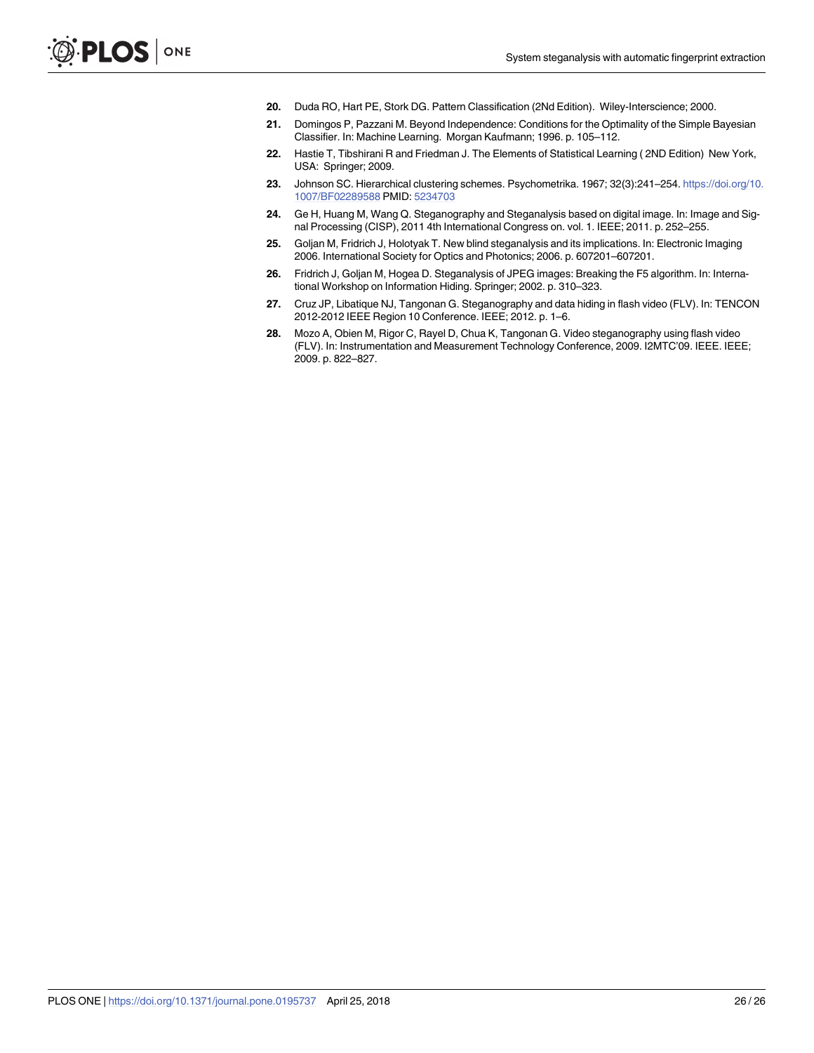20. Duda RO, Hart PE, Stork DG. Pattern Classification (2Nd Edition). Wiley-Interscience; 2000.
21. Domingos P, Pazzani M. Beyond Independence: Conditions for the Optimality of the Simple Bayesian Classifier. In: Machine Learning. Morgan Kaufmann; 1996. p. 105–112.
22. Hastie T, Tibshirani R and Friedman J. The Elements of Statistical Learning ( 2ND Edition) New York, USA: Springer; 2009.
23. Johnson SC. Hierarchical clustering schemes. Psychometrika. 1967; 32(3):241–254. https://doi.org/10.1007/BF02289588 PMID: 5234703
24. Ge H, Huang M, Wang Q. Steganography and Steganalysis based on digital image. In: Image and Signal Processing (CISP), 2011 4th International Congress on. vol. 1. IEEE; 2011. p. 252–255.
25. Goljan M, Fridrich J, Holotyak T. New blind steganalysis and its implications. In: Electronic Imaging 2006. International Society for Optics and Photonics; 2006. p. 607201–607201.
26. Fridrich J, Goljan M, Hogea D. Steganalysis of JPEG images: Breaking the F5 algorithm. In: International Workshop on Information Hiding. Springer; 2002. p. 310–323.
27. Cruz JP, Libatique NJ, Tangonan G. Steganography and data hiding in flash video (FLV). In: TENCON 2012-2012 IEEE Region 10 Conference. IEEE; 2012. p. 1–6.
28. Mozo A, Obien M, Rigor C, Rayel D, Chua K, Tangonan G. Video steganography using flash video (FLV). In: Instrumentation and Measurement Technology Conference, 2009. I2MTC'09. IEEE. IEEE; 2009. p. 822–827.